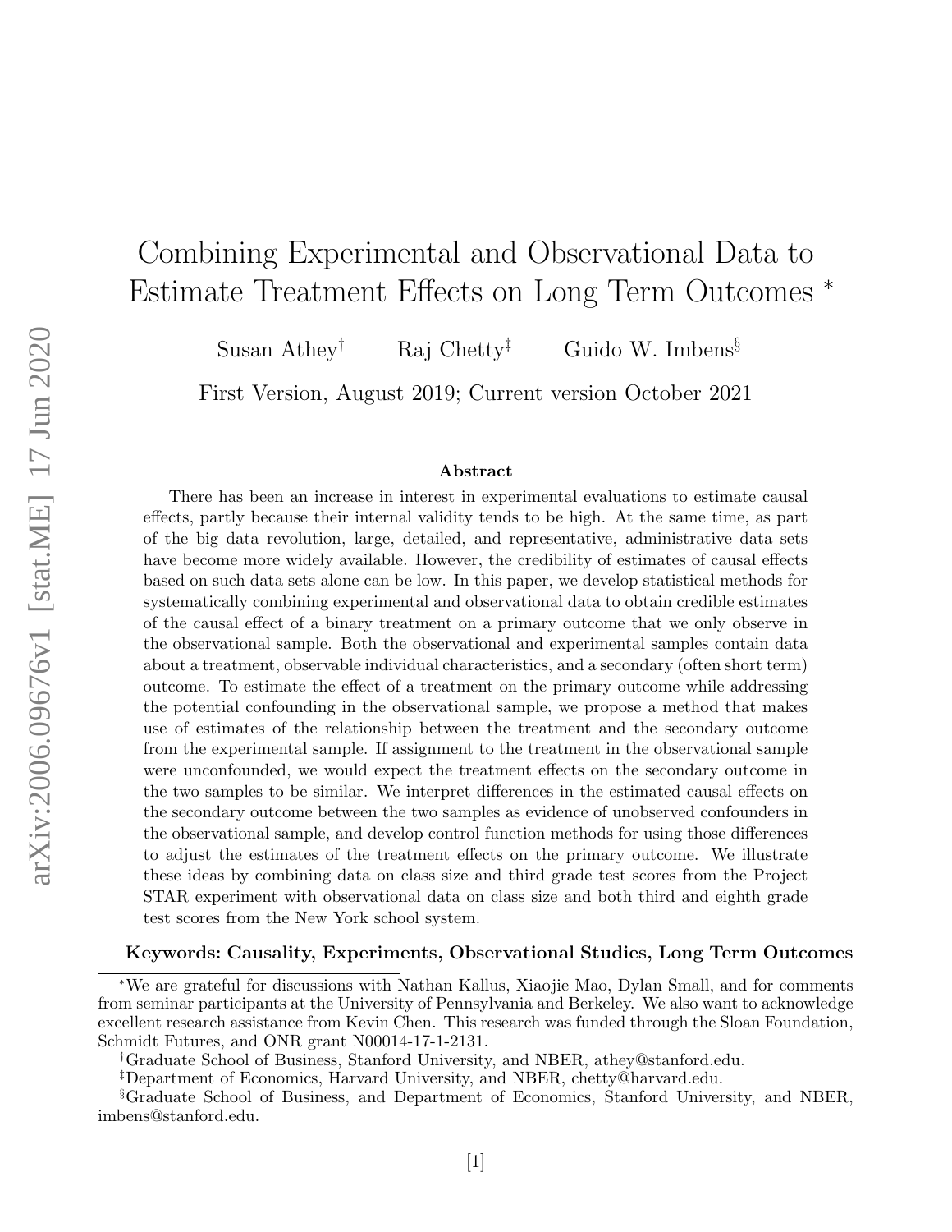# Combining Experimental and Observational Data to Estimate Treatment Effects on Long Term Outcomes *

Susan Athey[†] Raj Chetty[‡] Guido W. Imbens[§]

First Version, August 2019; Current version October 2021

### Abstract

There has been an increase in interest in experimental evaluations to estimate causal effects, partly because their internal validity tends to be high. At the same time, as part of the big data revolution, large, detailed, and representative, administrative data sets have become more widely available. However, the credibility of estimates of causal effects based on such data sets alone can be low. In this paper, we develop statistical methods for systematically combining experimental and observational data to obtain credible estimates of the causal effect of a binary treatment on a primary outcome that we only observe in the observational sample. Both the observational and experimental samples contain data about a treatment, observable individual characteristics, and a secondary (often short term) outcome. To estimate the effect of a treatment on the primary outcome while addressing the potential confounding in the observational sample, we propose a method that makes use of estimates of the relationship between the treatment and the secondary outcome from the experimental sample. If assignment to the treatment in the observational sample were unconfounded, we would expect the treatment effects on the secondary outcome in the two samples to be similar. We interpret differences in the estimated causal effects on the secondary outcome between the two samples as evidence of unobserved confounders in the observational sample, and develop control function methods for using those differences to adjust the estimates of the treatment effects on the primary outcome. We illustrate these ideas by combining data on class size and third grade test scores from the Project STAR experiment with observational data on class size and both third and eighth grade test scores from the New York school system.

**Keywords: Causality, Experiments, Observational Studies, Long Term Outcomes**

---

*We are grateful for discussions with Nathan Kallus, Xiaojie Mao, Dylan Small, and for comments from seminar participants at the University of Pennsylvania and Berkeley. We also want to acknowledge excellent research assistance from Kevin Chen. This research was funded through the Sloan Foundation, Schmidt Futures, and ONR grant N00014-17-1-2131.

[†]Graduate School of Business, Stanford University, and NBER, athey@stanford.edu.

[‡]Department of Economics, Harvard University, and NBER, chetty@harvard.edu.

[§]Graduate School of Business, and Department of Economics, Stanford University, and NBER, imbens@stanford.edu.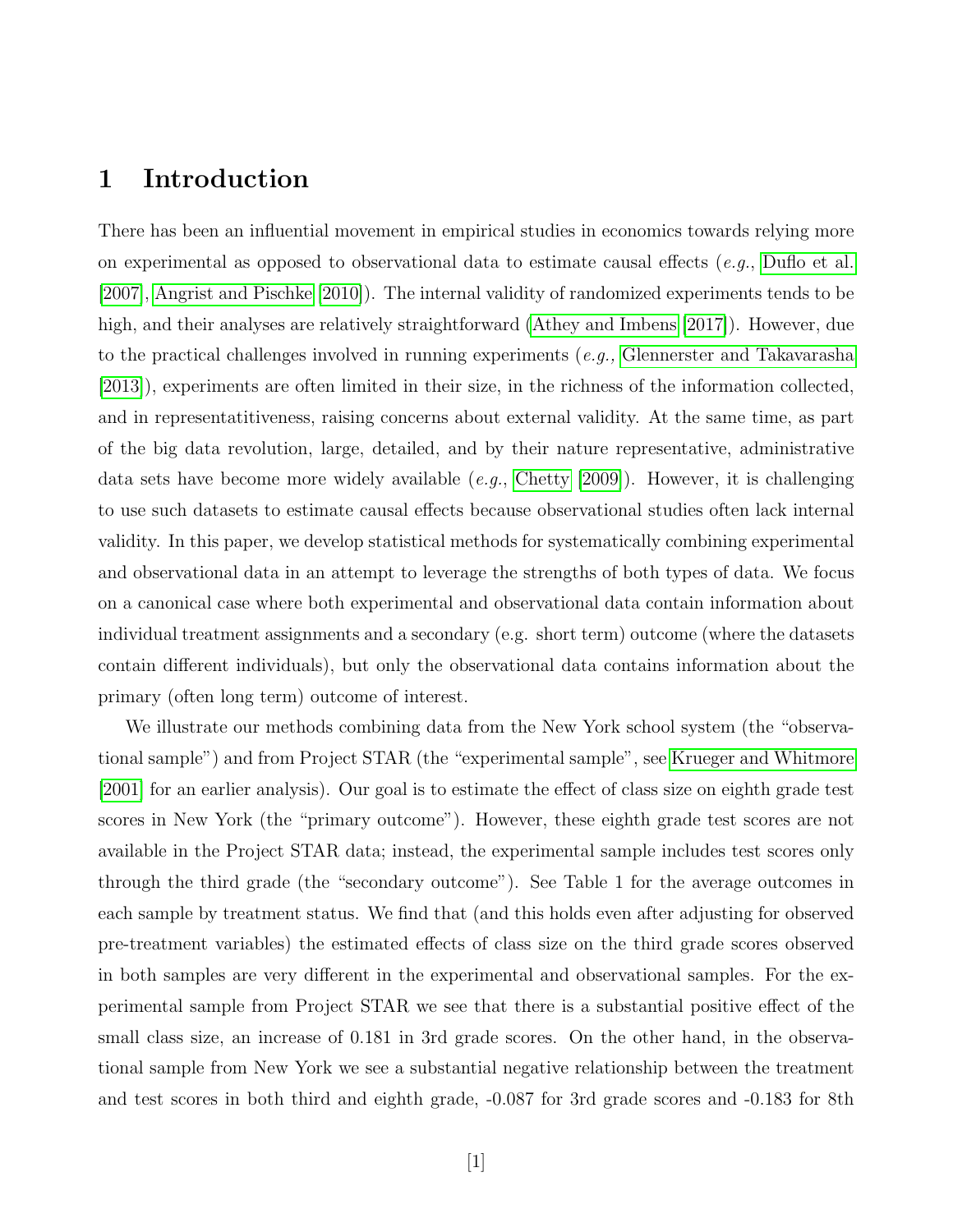# 1 Introduction

There has been an influential movement in empirical studies in economics towards relying more on experimental as opposed to observational data to estimate causal effects (*e.g.*, Duflo et al. [2007], Angrist and Pischke [2010]). The internal validity of randomized experiments tends to be high, and their analyses are relatively straightforward (Athey and Imbens [2017]). However, due to the practical challenges involved in running experiments (*e.g.*, Glennerster and Takavarasha [2013]), experiments are often limited in their size, in the richness of the information collected, and in representatitiveness, raising concerns about external validity. At the same time, as part of the big data revolution, large, detailed, and by their nature representative, administrative data sets have become more widely available (*e.g.*, Chetty [2009]). However, it is challenging to use such datasets to estimate causal effects because observational studies often lack internal validity. In this paper, we develop statistical methods for systematically combining experimental and observational data in an attempt to leverage the strengths of both types of data. We focus on a canonical case where both experimental and observational data contain information about individual treatment assignments and a secondary (e.g. short term) outcome (where the datasets contain different individuals), but only the observational data contains information about the primary (often long term) outcome of interest.

We illustrate our methods combining data from the New York school system (the "observational sample") and from Project STAR (the "experimental sample", see Krueger and Whitmore [2001] for an earlier analysis). Our goal is to estimate the effect of class size on eighth grade test scores in New York (the "primary outcome"). However, these eighth grade test scores are not available in the Project STAR data; instead, the experimental sample includes test scores only through the third grade (the "secondary outcome"). See Table 1 for the average outcomes in each sample by treatment status. We find that (and this holds even after adjusting for observed pre-treatment variables) the estimated effects of class size on the third grade scores observed in both samples are very different in the experimental and observational samples. For the experimental sample from Project STAR we see that there is a substantial positive effect of the small class size, an increase of 0.181 in 3rd grade scores. On the other hand, in the observational sample from New York we see a substantial negative relationship between the treatment and test scores in both third and eighth grade, -0.087 for 3rd grade scores and -0.183 for 8th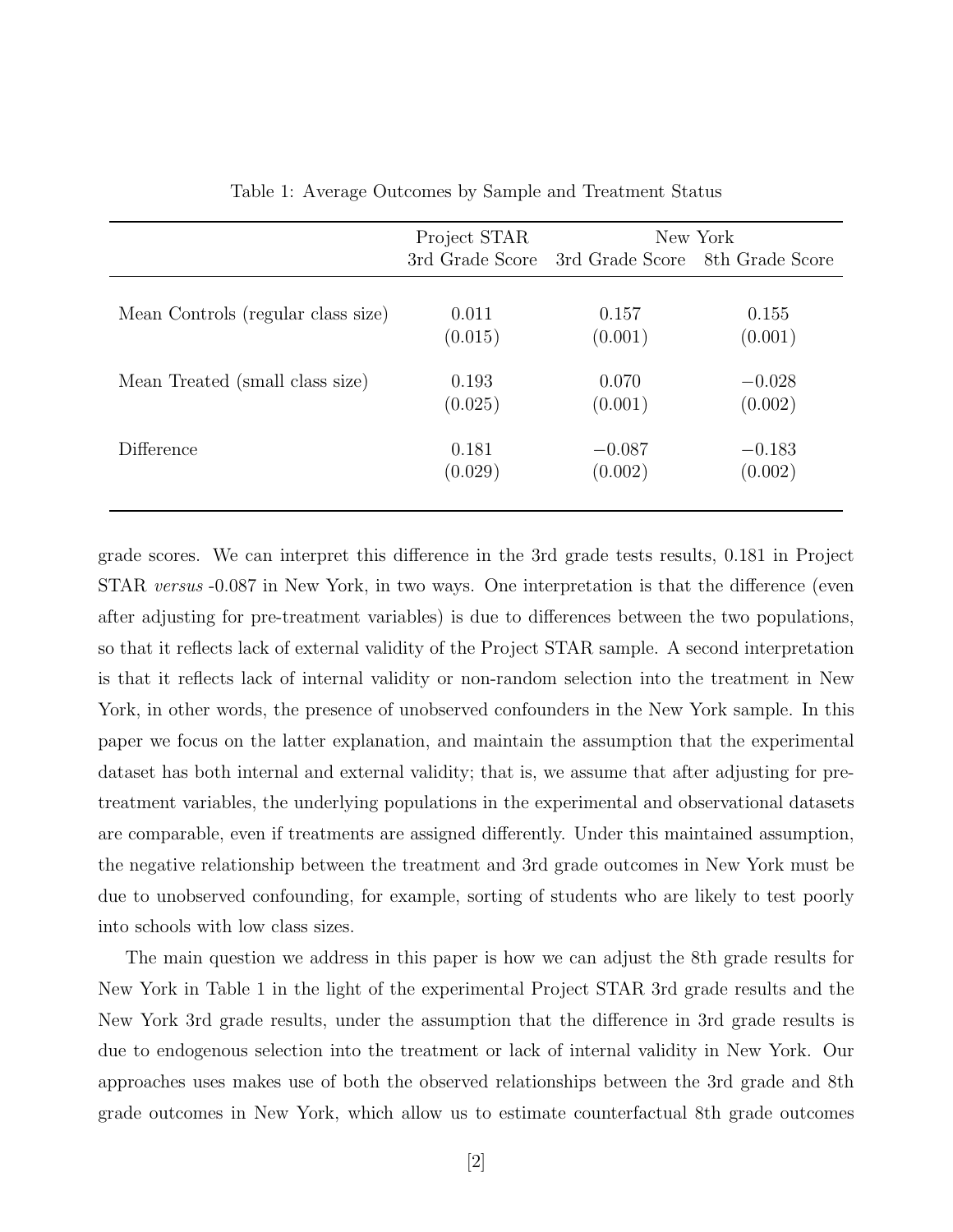Table 1: Average Outcomes by Sample and Treatment Status

| | Project STAR | New York | |
|---|---|---|---|
| | 3rd Grade Score | 3rd Grade Score | 8th Grade Score |
| Mean Controls (regular class size) | 0.011 | 0.157 | 0.155 |
| | (0.015) | (0.001) | (0.001) |
| Mean Treated (small class size) | 0.193 | 0.070 | −0.028 |
| | (0.025) | (0.001) | (0.002) |
| Difference | 0.181 | −0.087 | −0.183 |
| | (0.029) | (0.002) | (0.002) |

grade scores. We can interpret this difference in the 3rd grade tests results, 0.181 in Project STAR *versus* -0.087 in New York, in two ways. One interpretation is that the difference (even after adjusting for pre-treatment variables) is due to differences between the two populations, so that it reflects lack of external validity of the Project STAR sample. A second interpretation is that it reflects lack of internal validity or non-random selection into the treatment in New York, in other words, the presence of unobserved confounders in the New York sample. In this paper we focus on the latter explanation, and maintain the assumption that the experimental dataset has both internal and external validity; that is, we assume that after adjusting for pre-treatment variables, the underlying populations in the experimental and observational datasets are comparable, even if treatments are assigned differently. Under this maintained assumption, the negative relationship between the treatment and 3rd grade outcomes in New York must be due to unobserved confounding, for example, sorting of students who are likely to test poorly into schools with low class sizes.

The main question we address in this paper is how we can adjust the 8th grade results for New York in Table 1 in the light of the experimental Project STAR 3rd grade results and the New York 3rd grade results, under the assumption that the difference in 3rd grade results is due to endogenous selection into the treatment or lack of internal validity in New York. Our approaches uses makes use of both the observed relationships between the 3rd grade and 8th grade outcomes in New York, which allow us to estimate counterfactual 8th grade outcomes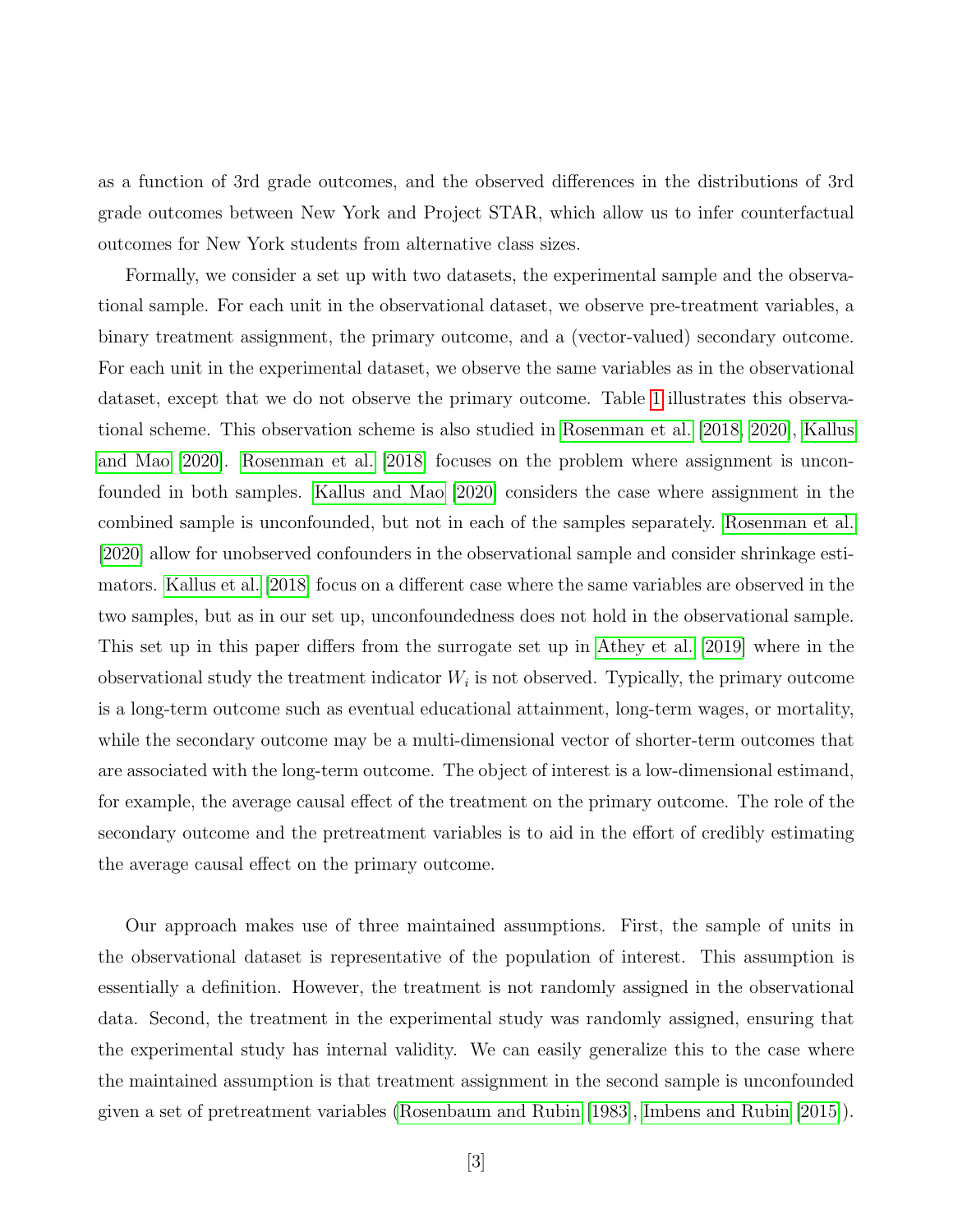as a function of 3rd grade outcomes, and the observed differences in the distributions of 3rd grade outcomes between New York and Project STAR, which allow us to infer counterfactual outcomes for New York students from alternative class sizes.

Formally, we consider a set up with two datasets, the experimental sample and the observational sample. For each unit in the observational dataset, we observe pre-treatment variables, a binary treatment assignment, the primary outcome, and a (vector-valued) secondary outcome. For each unit in the experimental dataset, we observe the same variables as in the observational dataset, except that we do not observe the primary outcome. Table 1 illustrates this observational scheme. This observation scheme is also studied in Rosenman et al. [2018, 2020], Kallus and Mao [2020]. Rosenman et al. [2018] focuses on the problem where assignment is unconfounded in both samples. Kallus and Mao [2020] considers the case where assignment in the combined sample is unconfounded, but not in each of the samples separately. Rosenman et al. [2020] allow for unobserved confounders in the observational sample and consider shrinkage estimators. Kallus et al. [2018] focus on a different case where the same variables are observed in the two samples, but as in our set up, unconfoundedness does not hold in the observational sample. This set up in this paper differs from the surrogate set up in Athey et al. [2019] where in the observational study the treatment indicator $W_i$ is not observed. Typically, the primary outcome is a long-term outcome such as eventual educational attainment, long-term wages, or mortality, while the secondary outcome may be a multi-dimensional vector of shorter-term outcomes that are associated with the long-term outcome. The object of interest is a low-dimensional estimand, for example, the average causal effect of the treatment on the primary outcome. The role of the secondary outcome and the pretreatment variables is to aid in the effort of credibly estimating the average causal effect on the primary outcome.

Our approach makes use of three maintained assumptions. First, the sample of units in the observational dataset is representative of the population of interest. This assumption is essentially a definition. However, the treatment is not randomly assigned in the observational data. Second, the treatment in the experimental study was randomly assigned, ensuring that the experimental study has internal validity. We can easily generalize this to the case where the maintained assumption is that treatment assignment in the second sample is unconfounded given a set of pretreatment variables (Rosenbaum and Rubin [1983], Imbens and Rubin [2015]).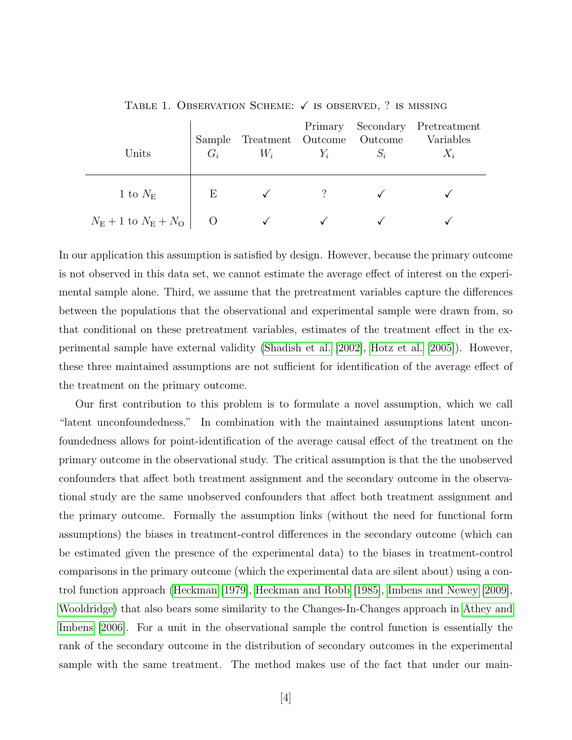Table 1. Observation Scheme: ✓ is observed, ? is missing

| Units | Sample $G_i$ | Treatment $W_i$ | Primary Outcome $Y_i$ | Secondary Outcome $S_i$ | Pretreatment Variables $X_i$ |
|---|---|---|---|---|---|
| 1 to $N_{\text{E}}$ | E | ✓ | ? | ✓ | ✓ |
| $N_{\text{E}}+1$ to $N_{\text{E}}+N_{\text{O}}$ | O | ✓ | ✓ | ✓ | ✓ |

In our application this assumption is satisfied by design. However, because the primary outcome is not observed in this data set, we cannot estimate the average effect of interest on the experimental sample alone. Third, we assume that the pretreatment variables capture the differences between the populations that the observational and experimental sample were drawn from, so that conditional on these pretreatment variables, estimates of the treatment effect in the experimental sample have external validity (Shadish et al. [2002], Hotz et al. [2005]). However, these three maintained assumptions are not sufficient for identification of the average effect of the treatment on the primary outcome.

Our first contribution to this problem is to formulate a novel assumption, which we call "latent unconfoundedness." In combination with the maintained assumptions latent unconfoundedness allows for point-identification of the average causal effect of the treatment on the primary outcome in the observational study. The critical assumption is that the the unobserved confounders that affect both treatment assignment and the secondary outcome in the observational study are the same unobserved confounders that affect both treatment assignment and the primary outcome. Formally the assumption links (without the need for functional form assumptions) the biases in treatment-control differences in the secondary outcome (which can be estimated given the presence of the experimental data) to the biases in treatment-control comparisons in the primary outcome (which the experimental data are silent about) using a control function approach (Heckman [1979], Heckman and Robb [1985], Imbens and Newey [2009], Wooldridge) that also bears some similarity to the Changes-In-Changes approach in Athey and Imbens [2006]. For a unit in the observational sample the control function is essentially the rank of the secondary outcome in the distribution of secondary outcomes in the experimental sample with the same treatment. The method makes use of the fact that under our main-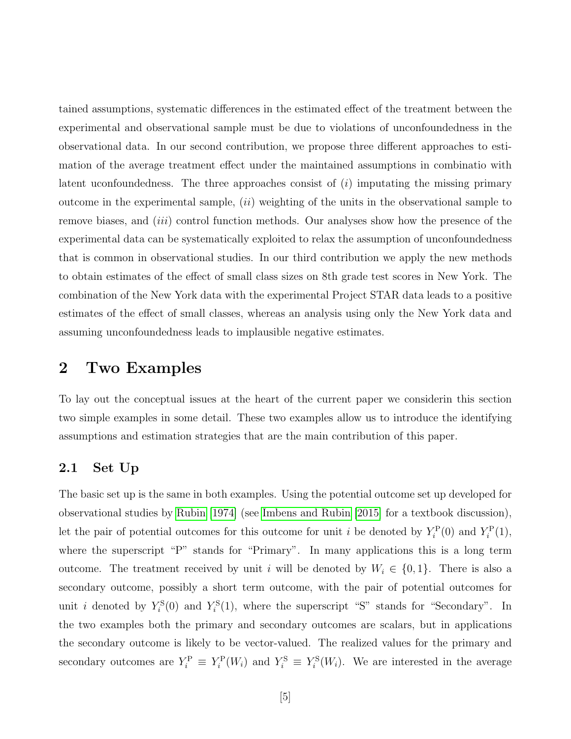tained assumptions, systematic differences in the estimated effect of the treatment between the experimental and observational sample must be due to violations of unconfoundedness in the observational data. In our second contribution, we propose three different approaches to estimation of the average treatment effect under the maintained assumptions in combinatio with latent uconfoundedness. The three approaches consist of (*i*) imputating the missing primary outcome in the experimental sample, (*ii*) weighting of the units in the observational sample to remove biases, and (*iii*) control function methods. Our analyses show how the presence of the experimental data can be systematically exploited to relax the assumption of unconfoundedness that is common in observational studies. In our third contribution we apply the new methods to obtain estimates of the effect of small class sizes on 8th grade test scores in New York. The combination of the New York data with the experimental Project STAR data leads to a positive estimates of the effect of small classes, whereas an analysis using only the New York data and assuming unconfoundedness leads to implausible negative estimates.

# 2 Two Examples

To lay out the conceptual issues at the heart of the current paper we considerin this section two simple examples in some detail. These two examples allow us to introduce the identifying assumptions and estimation strategies that are the main contribution of this paper.

## 2.1 Set Up

The basic set up is the same in both examples. Using the potential outcome set up developed for observational studies by Rubin [1974] (see Imbens and Rubin [2015] for a textbook discussion), let the pair of potential outcomes for this outcome for unit $i$ be denoted by $Y_i^{\mathrm{P}}(0)$ and $Y_i^{\mathrm{P}}(1)$, where the superscript "P" stands for "Primary". In many applications this is a long term outcome. The treatment received by unit $i$ will be denoted by $W_i \in \{0, 1\}$. There is also a secondary outcome, possibly a short term outcome, with the pair of potential outcomes for unit $i$ denoted by $Y_i^{\mathrm{S}}(0)$ and $Y_i^{\mathrm{S}}(1)$, where the superscript "S" stands for "Secondary". In the two examples both the primary and secondary outcomes are scalars, but in applications the secondary outcome is likely to be vector-valued. The realized values for the primary and secondary outcomes are $Y_i^{\mathrm{P}} \equiv Y_i^{\mathrm{P}}(W_i)$ and $Y_i^{\mathrm{S}} \equiv Y_i^{\mathrm{S}}(W_i)$. We are interested in the average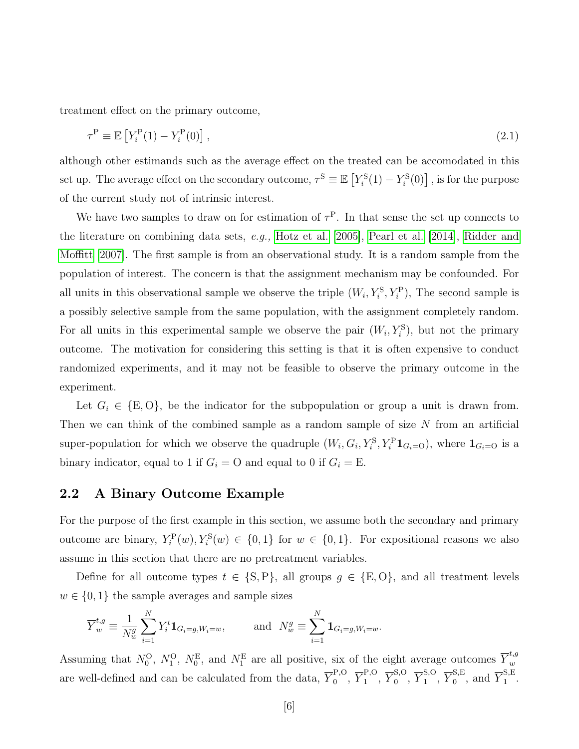treatment effect on the primary outcome,

$$\tau^{\mathrm{P}} \equiv \mathbb{E}\left[Y_i^{\mathrm{P}}(1) - Y_i^{\mathrm{P}}(0)\right], \tag{2.1}$$

although other estimands such as the average effect on the treated can be accomodated in this set up. The average effect on the secondary outcome, $\tau^{\mathrm{S}} \equiv \mathbb{E}\left[Y_i^{\mathrm{S}}(1) - Y_i^{\mathrm{S}}(0)\right]$, is for the purpose of the current study not of intrinsic interest.

We have two samples to draw on for estimation of $\tau^{\mathrm{P}}$. In that sense the set up connects to the literature on combining data sets, *e.g.,* Hotz et al. [2005], Pearl et al. [2014], Ridder and Moffitt [2007]. The first sample is from an observational study. It is a random sample from the population of interest. The concern is that the assignment mechanism may be confounded. For all units in this observational sample we observe the triple $(W_i, Y_i^{\mathrm{S}}, Y_i^{\mathrm{P}})$, The second sample is a possibly selective sample from the same population, with the assignment completely random. For all units in this experimental sample we observe the pair $(W_i, Y_i^{\mathrm{S}})$, but not the primary outcome. The motivation for considering this setting is that it is often expensive to conduct randomized experiments, and it may not be feasible to observe the primary outcome in the experiment.

Let $G_i \in \{\mathrm{E}, \mathrm{O}\}$, be the indicator for the subpopulation or group a unit is drawn from. Then we can think of the combined sample as a random sample of size $N$ from an artificial super-population for which we observe the quadruple $(W_i, G_i, Y_i^{\mathrm{S}}, Y_i^{\mathrm{P}}\mathbf{1}_{G_i=\mathrm{O}})$, where $\mathbf{1}_{G_i=\mathrm{O}}$ is a binary indicator, equal to 1 if $G_i = \mathrm{O}$ and equal to 0 if $G_i = \mathrm{E}$.

## 2.2 A Binary Outcome Example

For the purpose of the first example in this section, we assume both the secondary and primary outcome are binary, $Y_i^{\mathrm{P}}(w), Y_i^{\mathrm{S}}(w) \in \{0, 1\}$ for $w \in \{0, 1\}$. For expositional reasons we also assume in this section that there are no pretreatment variables.

Define for all outcome types $t \in \{\mathrm{S}, \mathrm{P}\}$, all groups $g \in \{\mathrm{E}, \mathrm{O}\}$, and all treatment levels $w \in \{0, 1\}$ the sample averages and sample sizes

$$\overline{Y}_w^{t,g} \equiv \frac{1}{N_w^g} \sum_{i=1}^{N} Y_i^t \mathbf{1}_{G_i=g, W_i=w}, \qquad \text{and} \quad N_w^g \equiv \sum_{i=1}^{N} \mathbf{1}_{G_i=g, W_i=w}.$$

Assuming that $N_0^{\mathrm{O}}$, $N_1^{\mathrm{O}}$, $N_0^{\mathrm{E}}$, and $N_1^{\mathrm{E}}$ are all positive, six of the eight average outcomes $\overline{Y}_w^{t,g}$ are well-defined and can be calculated from the data, $\overline{Y}_0^{\mathrm{P,O}}$, $\overline{Y}_1^{\mathrm{P,O}}$, $\overline{Y}_0^{\mathrm{S,O}}$, $\overline{Y}_1^{\mathrm{S,O}}$, $\overline{Y}_0^{\mathrm{S,E}}$, and $\overline{Y}_1^{\mathrm{S,E}}$.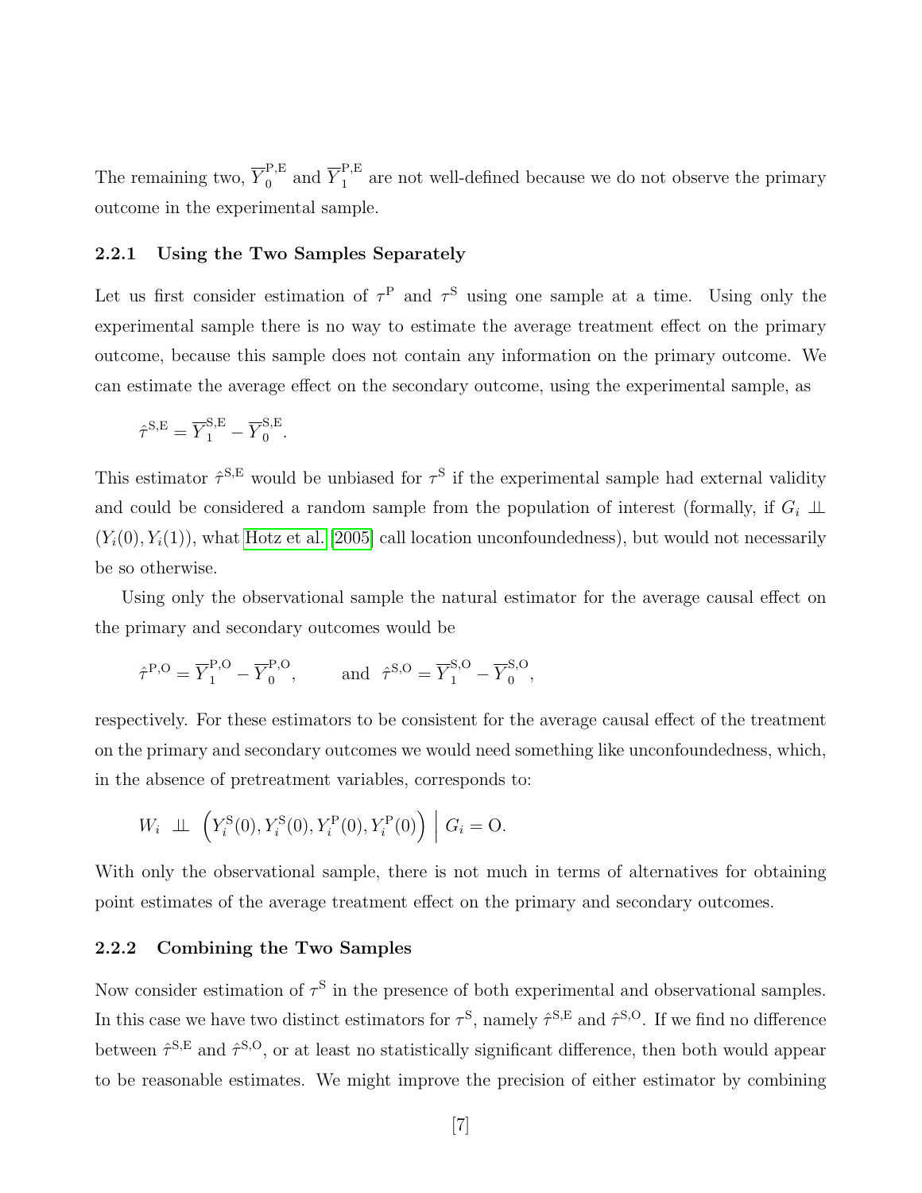The remaining two, $\overline{Y}_0^{\rm P,E}$ and $\overline{Y}_1^{\rm P,E}$ are not well-defined because we do not observe the primary outcome in the experimental sample.

### 2.2.1 Using the Two Samples Separately

Let us first consider estimation of $\tau^{\rm P}$ and $\tau^{\rm S}$ using one sample at a time. Using only the experimental sample there is no way to estimate the average treatment effect on the primary outcome, because this sample does not contain any information on the primary outcome. We can estimate the average effect on the secondary outcome, using the experimental sample, as

$$\hat{\tau}^{\rm S,E} = \overline{Y}_1^{\rm S,E} - \overline{Y}_0^{\rm S,E}.$$

This estimator $\hat{\tau}^{\rm S,E}$ would be unbiased for $\tau^{\rm S}$ if the experimental sample had external validity and could be considered a random sample from the population of interest (formally, if $G_i \perp\!\!\!\perp (Y_i(0), Y_i(1))$, what Hotz et al. [2005] call location unconfoundedness), but would not necessarily be so otherwise.

Using only the observational sample the natural estimator for the average causal effect on the primary and secondary outcomes would be

$$\hat{\tau}^{\rm P,O} = \overline{Y}_1^{\rm P,O} - \overline{Y}_0^{\rm P,O}, \qquad \text{and } \hat{\tau}^{\rm S,O} = \overline{Y}_1^{\rm S,O} - \overline{Y}_0^{\rm S,O},$$

respectively. For these estimators to be consistent for the average causal effect of the treatment on the primary and secondary outcomes we would need something like unconfoundedness, which, in the absence of pretreatment variables, corresponds to:

$$W_i \perp\!\!\!\perp \left(Y_i^{\rm S}(0), Y_i^{\rm S}(0), Y_i^{\rm P}(0), Y_i^{\rm P}(0)\right) \Big| \, G_i = {\rm O}.$$

With only the observational sample, there is not much in terms of alternatives for obtaining point estimates of the average treatment effect on the primary and secondary outcomes.

### 2.2.2 Combining the Two Samples

Now consider estimation of $\tau^{\rm S}$ in the presence of both experimental and observational samples. In this case we have two distinct estimators for $\tau^{\rm S}$, namely $\hat{\tau}^{\rm S,E}$ and $\hat{\tau}^{\rm S,O}$. If we find no difference between $\hat{\tau}^{\rm S,E}$ and $\hat{\tau}^{\rm S,O}$, or at least no statistically significant difference, then both would appear to be reasonable estimates. We might improve the precision of either estimator by combining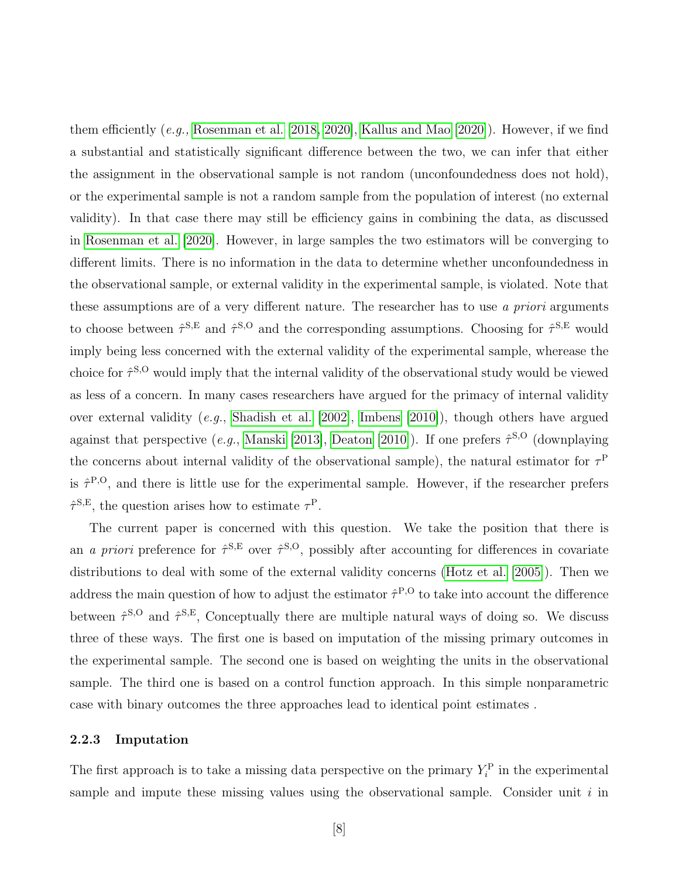them efficiently (*e.g.,* Rosenman et al. [2018, 2020], Kallus and Mao [2020]). However, if we find a substantial and statistically significant difference between the two, we can infer that either the assignment in the observational sample is not random (unconfoundedness does not hold), or the experimental sample is not a random sample from the population of interest (no external validity). In that case there may still be efficiency gains in combining the data, as discussed in Rosenman et al. [2020]. However, in large samples the two estimators will be converging to different limits. There is no information in the data to determine whether unconfoundedness in the observational sample, or external validity in the experimental sample, is violated. Note that these assumptions are of a very different nature. The researcher has to use *a priori* arguments to choose between $\hat{\tau}^{\mathrm{S,E}}$ and $\hat{\tau}^{\mathrm{S,O}}$ and the corresponding assumptions. Choosing for $\hat{\tau}^{\mathrm{S,E}}$ would imply being less concerned with the external validity of the experimental sample, wherease the choice for $\hat{\tau}^{\mathrm{S,O}}$ would imply that the internal validity of the observational study would be viewed as less of a concern. In many cases researchers have argued for the primacy of internal validity over external validity (*e.g.*, Shadish et al. [2002], Imbens [2010]), though others have argued against that perspective (*e.g.*, Manski [2013], Deaton [2010]). If one prefers $\hat{\tau}^{\mathrm{S,O}}$ (downplaying the concerns about internal validity of the observational sample), the natural estimator for $\tau^{\mathrm{P}}$ is $\hat{\tau}^{\mathrm{P,O}}$, and there is little use for the experimental sample. However, if the researcher prefers $\hat{\tau}^{\mathrm{S,E}}$, the question arises how to estimate $\tau^{\mathrm{P}}$.

The current paper is concerned with this question. We take the position that there is an *a priori* preference for $\hat{\tau}^{\mathrm{S,E}}$ over $\hat{\tau}^{\mathrm{S,O}}$, possibly after accounting for differences in covariate distributions to deal with some of the external validity concerns (Hotz et al. [2005]). Then we address the main question of how to adjust the estimator $\hat{\tau}^{\mathrm{P,O}}$ to take into account the difference between $\hat{\tau}^{\mathrm{S,O}}$ and $\hat{\tau}^{\mathrm{S,E}}$, Conceptually there are multiple natural ways of doing so. We discuss three of these ways. The first one is based on imputation of the missing primary outcomes in the experimental sample. The second one is based on weighting the units in the observational sample. The third one is based on a control function approach. In this simple nonparametric case with binary outcomes the three approaches lead to identical point estimates .

### 2.2.3 Imputation

The first approach is to take a missing data perspective on the primary $Y_i^{\mathrm{P}}$ in the experimental sample and impute these missing values using the observational sample. Consider unit $i$ in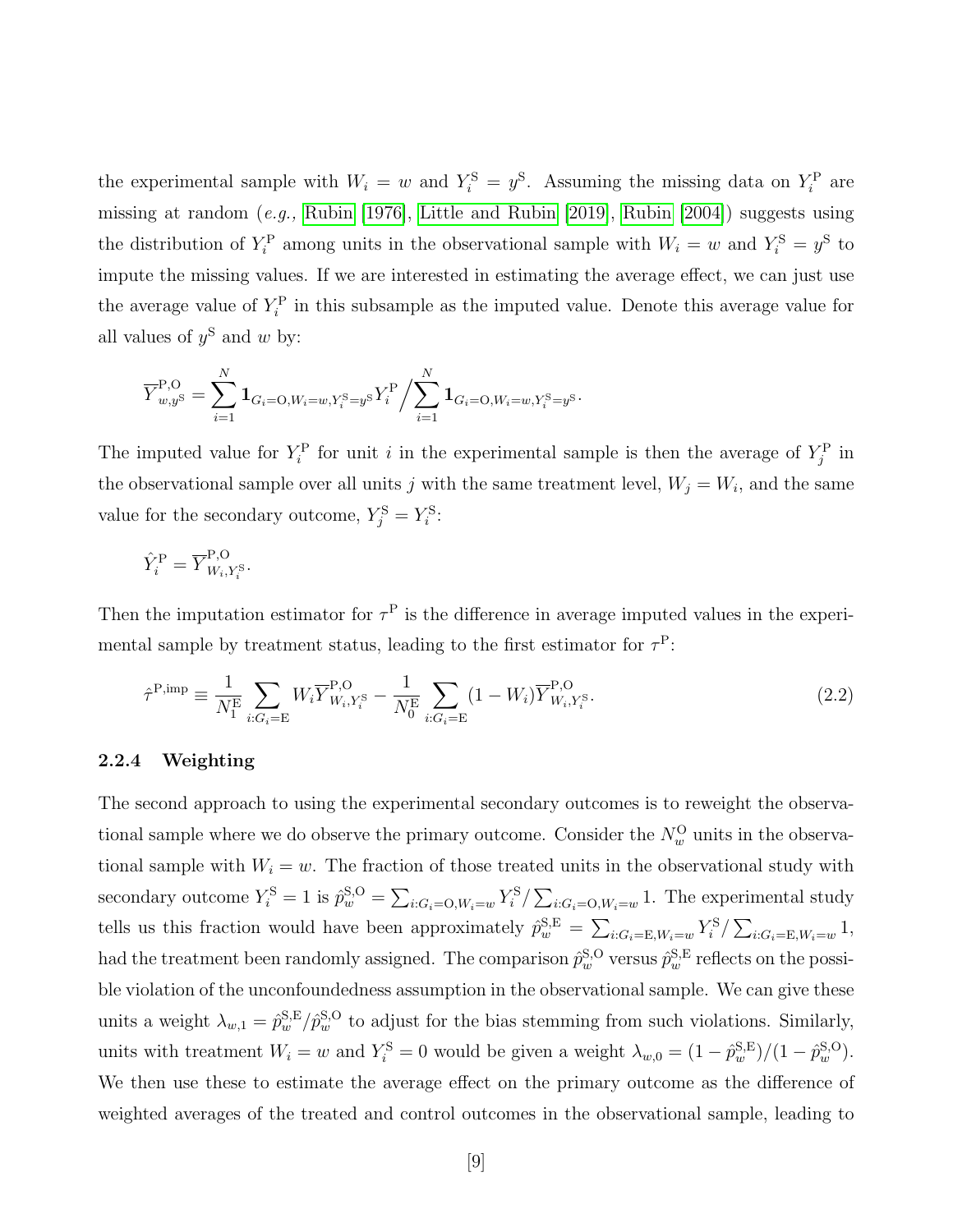the experimental sample with $W_i = w$ and $Y_i^{\rm S} = y^{\rm S}$. Assuming the missing data on $Y_i^{\rm P}$ are missing at random (*e.g.,* Rubin [1976], Little and Rubin [2019], Rubin [2004]) suggests using the distribution of $Y_i^{\rm P}$ among units in the observational sample with $W_i = w$ and $Y_i^{\rm S} = y^{\rm S}$ to impute the missing values. If we are interested in estimating the average effect, we can just use the average value of $Y_i^{\rm P}$ in this subsample as the imputed value. Denote this average value for all values of $y^{\rm S}$ and $w$ by:

$$\overline{Y}^{\rm P,O}_{w,y^{\rm S}} = \sum_{i=1}^{N} \mathbf{1}_{G_i={\rm O},W_i=w,Y_i^{\rm S}=y^{\rm S}} Y_i^{\rm P} \Big/ \sum_{i=1}^{N} \mathbf{1}_{G_i={\rm O},W_i=w,Y_i^{\rm S}=y^{\rm S}}.$$

The imputed value for $Y_i^{\rm P}$ for unit $i$ in the experimental sample is then the average of $Y_j^{\rm P}$ in the observational sample over all units $j$ with the same treatment level, $W_j = W_i$, and the same value for the secondary outcome, $Y_j^{\rm S} = Y_i^{\rm S}$:

$$\hat{Y}_i^{\rm P} = \overline{Y}^{\rm P,O}_{W_i,Y_i^{\rm S}}.$$

Then the imputation estimator for $\tau^{\rm P}$ is the difference in average imputed values in the experimental sample by treatment status, leading to the first estimator for $\tau^{\rm P}$:

$$\hat{\tau}^{\rm P,imp} \equiv \frac{1}{N_1^{\rm E}} \sum_{i:G_i={\rm E}} W_i \overline{Y}^{\rm P,O}_{W_i,Y_i^{\rm S}} - \frac{1}{N_0^{\rm E}} \sum_{i:G_i={\rm E}} (1-W_i) \overline{Y}^{\rm P,O}_{W_i,Y_i^{\rm S}}. \tag{2.2}$$

### 2.2.4 Weighting

The second approach to using the experimental secondary outcomes is to reweight the observational sample where we do observe the primary outcome. Consider the $N_w^{\rm O}$ units in the observational sample with $W_i = w$. The fraction of those treated units in the observational study with secondary outcome $Y_i^{\rm S} = 1$ is $\hat{p}_w^{\rm S,O} = \sum_{i:G_i={\rm O},W_i=w} Y_i^{\rm S} / \sum_{i:G_i={\rm O},W_i=w} 1$. The experimental study tells us this fraction would have been approximately $\hat{p}_w^{\rm S,E} = \sum_{i:G_i={\rm E},W_i=w} Y_i^{\rm S} / \sum_{i:G_i={\rm E},W_i=w} 1$, had the treatment been randomly assigned. The comparison $\hat{p}_w^{\rm S,O}$ versus $\hat{p}_w^{\rm S,E}$ reflects on the possible violation of the unconfoundedness assumption in the observational sample. We can give these units a weight $\lambda_{w,1} = \hat{p}_w^{\rm S,E} / \hat{p}_w^{\rm S,O}$ to adjust for the bias stemming from such violations. Similarly, units with treatment $W_i = w$ and $Y_i^{\rm S} = 0$ would be given a weight $\lambda_{w,0} = (1 - \hat{p}_w^{\rm S,E})/(1 - \hat{p}_w^{\rm S,O})$. We then use these to estimate the average effect on the primary outcome as the difference of weighted averages of the treated and control outcomes in the observational sample, leading to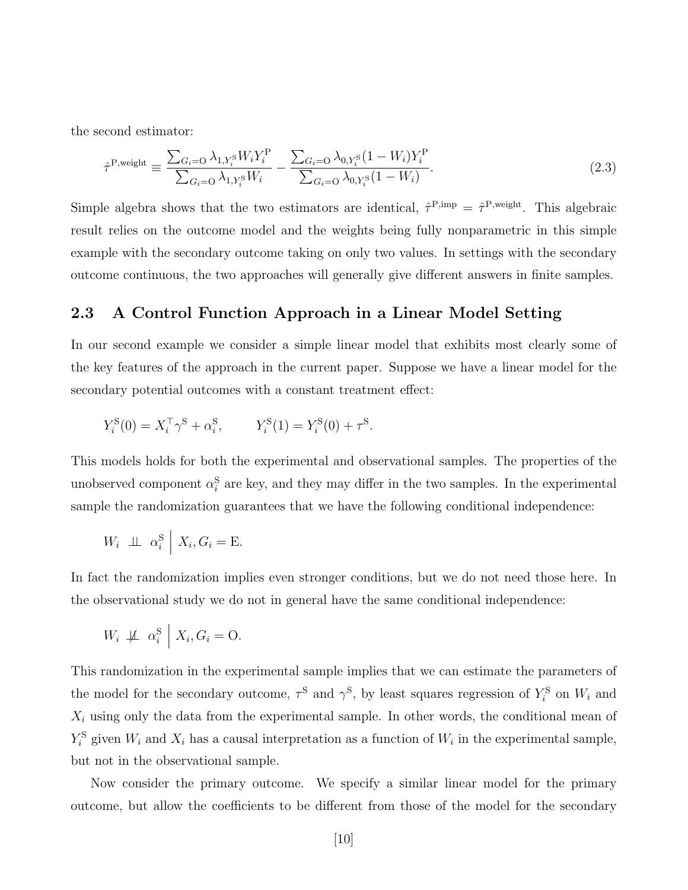the second estimator:

$$\hat{\tau}^{\mathrm{P,weight}} \equiv \frac{\sum_{G_i=\mathrm{O}} \lambda_{1,Y_i^{\mathrm{S}}} W_i Y_i^{\mathrm{P}}}{\sum_{G_i=\mathrm{O}} \lambda_{1,Y_i^{\mathrm{S}}} W_i} - \frac{\sum_{G_i=\mathrm{O}} \lambda_{0,Y_i^{\mathrm{S}}} (1-W_i) Y_i^{\mathrm{P}}}{\sum_{G_i=\mathrm{O}} \lambda_{0,Y_i^{\mathrm{S}}} (1-W_i)}. \tag{2.3}$$

Simple algebra shows that the two estimators are identical, $\hat{\tau}^{\mathrm{P,imp}} = \hat{\tau}^{\mathrm{P,weight}}$. This algebraic result relies on the outcome model and the weights being fully nonparametric in this simple example with the secondary outcome taking on only two values. In settings with the secondary outcome continuous, the two approaches will generally give different answers in finite samples.

## 2.3 A Control Function Approach in a Linear Model Setting

In our second example we consider a simple linear model that exhibits most clearly some of the key features of the approach in the current paper. Suppose we have a linear model for the secondary potential outcomes with a constant treatment effect:

$$Y_i^{\mathrm{S}}(0) = X_i^\top \gamma^{\mathrm{S}} + \alpha_i^{\mathrm{S}}, \qquad Y_i^{\mathrm{S}}(1) = Y_i^{\mathrm{S}}(0) + \tau^{\mathrm{S}}.$$

This models holds for both the experimental and observational samples. The properties of the unobserved component $\alpha_i^{\mathrm{S}}$ are key, and they may differ in the two samples. In the experimental sample the randomization guarantees that we have the following conditional independence:

$$W_i \perp\!\!\!\perp \alpha_i^{\mathrm{S}} \;\Big|\; X_i, G_i = \mathrm{E}.$$

In fact the randomization implies even stronger conditions, but we do not need those here. In the observational study we do not in general have the same conditional independence:

$$W_i \not\perp\!\!\!\perp \alpha_i^{\mathrm{S}} \;\Big|\; X_i, G_i = \mathrm{O}.$$

This randomization in the experimental sample implies that we can estimate the parameters of the model for the secondary outcome, $\tau^{\mathrm{S}}$ and $\gamma^{\mathrm{S}}$, by least squares regression of $Y_i^{\mathrm{S}}$ on $W_i$ and $X_i$ using only the data from the experimental sample. In other words, the conditional mean of $Y_i^{\mathrm{S}}$ given $W_i$ and $X_i$ has a causal interpretation as a function of $W_i$ in the experimental sample, but not in the observational sample.

Now consider the primary outcome. We specify a similar linear model for the primary outcome, but allow the coefficients to be different from those of the model for the secondary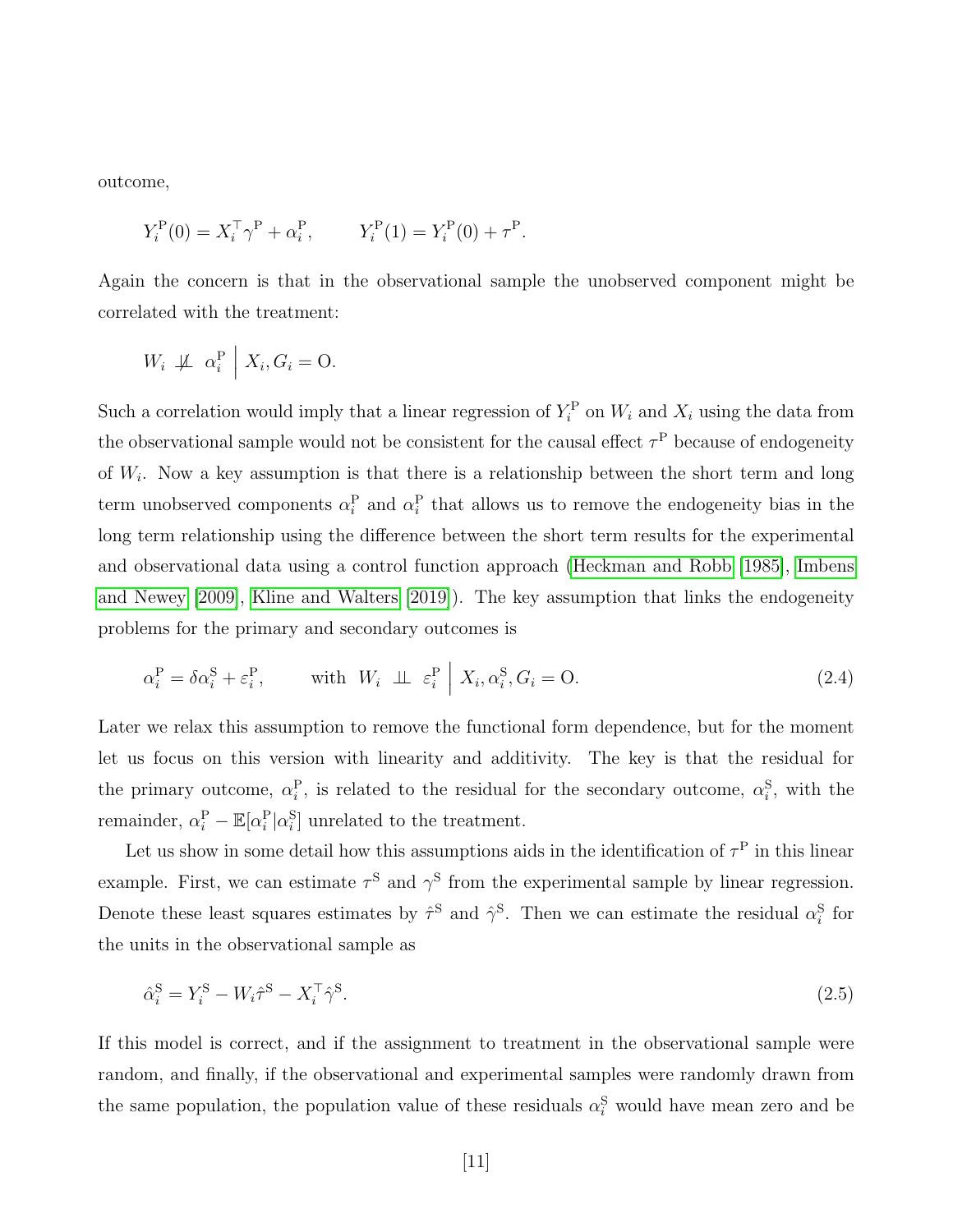outcome,

$$Y_i^{\mathrm{P}}(0) = X_i^\top \gamma^{\mathrm{P}} + \alpha_i^{\mathrm{P}}, \qquad Y_i^{\mathrm{P}}(1) = Y_i^{\mathrm{P}}(0) + \tau^{\mathrm{P}}.$$

Again the concern is that in the observational sample the unobserved component might be correlated with the treatment:

$$W_i \not\perp\!\!\!\perp \alpha_i^{\mathrm{P}} \;\Big|\; X_i, G_i = \mathrm{O}.$$

Such a correlation would imply that a linear regression of $Y_i^{\mathrm{P}}$ on $W_i$ and $X_i$ using the data from the observational sample would not be consistent for the causal effect $\tau^{\mathrm{P}}$ because of endogeneity of $W_i$. Now a key assumption is that there is a relationship between the short term and long term unobserved components $\alpha_i^{\mathrm{P}}$ and $\alpha_i^{\mathrm{P}}$ that allows us to remove the endogeneity bias in the long term relationship using the difference between the short term results for the experimental and observational data using a control function approach (Heckman and Robb [1985], Imbens and Newey [2009], Kline and Walters [2019]). The key assumption that links the endogeneity problems for the primary and secondary outcomes is

$$\alpha_i^{\mathrm{P}} = \delta \alpha_i^{\mathrm{S}} + \varepsilon_i^{\mathrm{P}}, \qquad \text{with } W_i \perp\!\!\!\perp \varepsilon_i^{\mathrm{P}} \;\Big|\; X_i, \alpha_i^{\mathrm{S}}, G_i = \mathrm{O}. \tag{2.4}$$

Later we relax this assumption to remove the functional form dependence, but for the moment let us focus on this version with linearity and additivity. The key is that the residual for the primary outcome, $\alpha_i^{\mathrm{P}}$, is related to the residual for the secondary outcome, $\alpha_i^{\mathrm{S}}$, with the remainder, $\alpha_i^{\mathrm{P}} - \mathbb{E}[\alpha_i^{\mathrm{P}} | \alpha_i^{\mathrm{S}}]$ unrelated to the treatment.

Let us show in some detail how this assumptions aids in the identification of $\tau^{\mathrm{P}}$ in this linear example. First, we can estimate $\tau^{\mathrm{S}}$ and $\gamma^{\mathrm{S}}$ from the experimental sample by linear regression. Denote these least squares estimates by $\hat{\tau}^{\mathrm{S}}$ and $\hat{\gamma}^{\mathrm{S}}$. Then we can estimate the residual $\alpha_i^{\mathrm{S}}$ for the units in the observational sample as

$$\hat{\alpha}_i^{\mathrm{S}} = Y_i^{\mathrm{S}} - W_i \hat{\tau}^{\mathrm{S}} - X_i^\top \hat{\gamma}^{\mathrm{S}}. \tag{2.5}$$

If this model is correct, and if the assignment to treatment in the observational sample were random, and finally, if the observational and experimental samples were randomly drawn from the same population, the population value of these residuals $\alpha_i^{\mathrm{S}}$ would have mean zero and be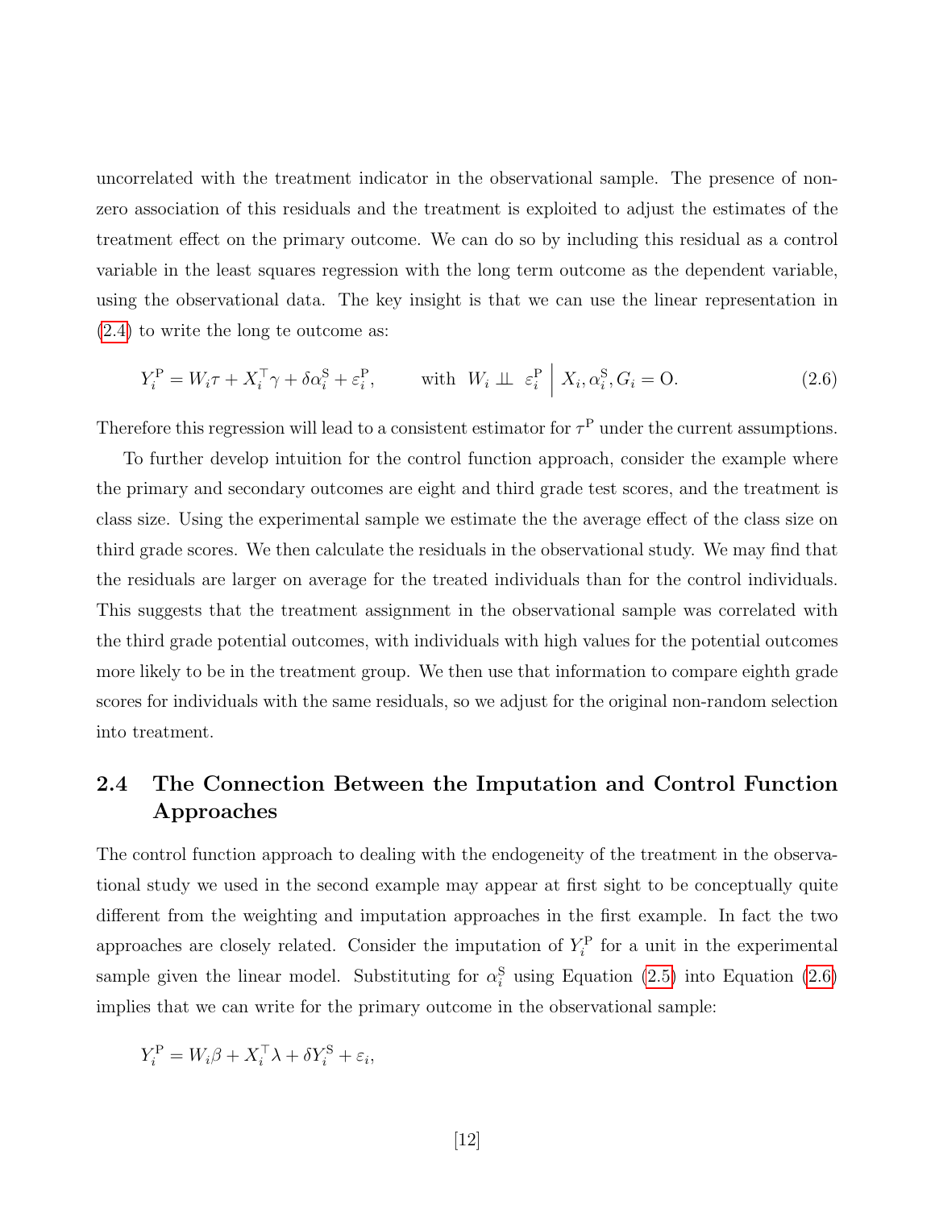uncorrelated with the treatment indicator in the observational sample. The presence of non-zero association of this residuals and the treatment is exploited to adjust the estimates of the treatment effect on the primary outcome. We can do so by including this residual as a control variable in the least squares regression with the long term outcome as the dependent variable, using the observational data. The key insight is that we can use the linear representation in (2.4) to write the long te outcome as:

$$Y_i^{\mathrm{P}} = W_i \tau + X_i^{\top}\gamma + \delta \alpha_i^{\mathrm{S}} + \varepsilon_i^{\mathrm{P}}, \qquad \text{with } \; W_i \perp\!\!\!\perp \; \varepsilon_i^{\mathrm{P}} \;\Big|\; X_i, \alpha_i^{\mathrm{S}}, G_i = \mathrm{O}. \tag{2.6}$$

Therefore this regression will lead to a consistent estimator for $\tau^{\mathrm{P}}$ under the current assumptions.

To further develop intuition for the control function approach, consider the example where the primary and secondary outcomes are eight and third grade test scores, and the treatment is class size. Using the experimental sample we estimate the the average effect of the class size on third grade scores. We then calculate the residuals in the observational study. We may find that the residuals are larger on average for the treated individuals than for the control individuals. This suggests that the treatment assignment in the observational sample was correlated with the third grade potential outcomes, with individuals with high values for the potential outcomes more likely to be in the treatment group. We then use that information to compare eighth grade scores for individuals with the same residuals, so we adjust for the original non-random selection into treatment.

## 2.4 The Connection Between the Imputation and Control Function Approaches

The control function approach to dealing with the endogeneity of the treatment in the observational study we used in the second example may appear at first sight to be conceptually quite different from the weighting and imputation approaches in the first example. In fact the two approaches are closely related. Consider the imputation of $Y_i^{\mathrm{P}}$ for a unit in the experimental sample given the linear model. Substituting for $\alpha_i^{\mathrm{S}}$ using Equation (2.5) into Equation (2.6) implies that we can write for the primary outcome in the observational sample:

$$Y_i^{\mathrm{P}} = W_i \beta + X_i^{\top}\lambda + \delta Y_i^{\mathrm{S}} + \varepsilon_i,$$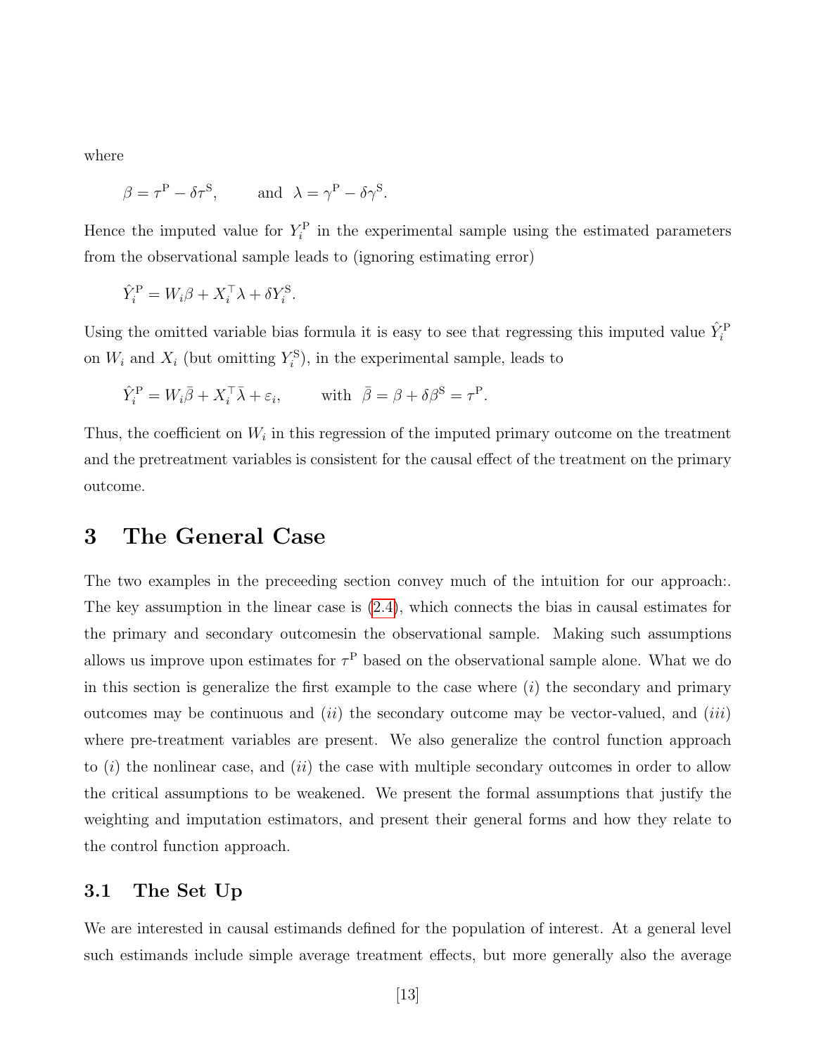where

$$\beta = \tau^{\mathrm{P}} - \delta\tau^{\mathrm{S}}, \qquad \text{and} \;\; \lambda = \gamma^{\mathrm{P}} - \delta\gamma^{\mathrm{S}}.$$

Hence the imputed value for $Y_i^{\mathrm{P}}$ in the experimental sample using the estimated parameters from the observational sample leads to (ignoring estimating error)

$$\hat{Y}_i^{\mathrm{P}} = W_i\beta + X_i^{\top}\lambda + \delta Y_i^{\mathrm{S}}.$$

Using the omitted variable bias formula it is easy to see that regressing this imputed value $\hat{Y}_i^{\mathrm{P}}$ on $W_i$ and $X_i$ (but omitting $Y_i^{\mathrm{S}}$), in the experimental sample, leads to

$$\hat{Y}_i^{\mathrm{P}} = W_i\bar{\beta} + X_i^{\top}\bar{\lambda} + \varepsilon_i, \qquad \text{with} \;\; \bar{\beta} = \beta + \delta\beta^{\mathrm{S}} = \tau^{\mathrm{P}}.$$

Thus, the coefficient on $W_i$ in this regression of the imputed primary outcome on the treatment and the pretreatment variables is consistent for the causal effect of the treatment on the primary outcome.

# 3 The General Case

The two examples in the preceeding section convey much of the intuition for our approach:. The key assumption in the linear case is (2.4), which connects the bias in causal estimates for the primary and secondary outcomesin the observational sample. Making such assumptions allows us improve upon estimates for $\tau^{\mathrm{P}}$ based on the observational sample alone. What we do in this section is generalize the first example to the case where (*i*) the secondary and primary outcomes may be continuous and (*ii*) the secondary outcome may be vector-valued, and (*iii*) where pre-treatment variables are present. We also generalize the control function approach to (*i*) the nonlinear case, and (*ii*) the case with multiple secondary outcomes in order to allow the critical assumptions to be weakened. We present the formal assumptions that justify the weighting and imputation estimators, and present their general forms and how they relate to the control function approach.

## 3.1 The Set Up

We are interested in causal estimands defined for the population of interest. At a general level such estimands include simple average treatment effects, but more generally also the average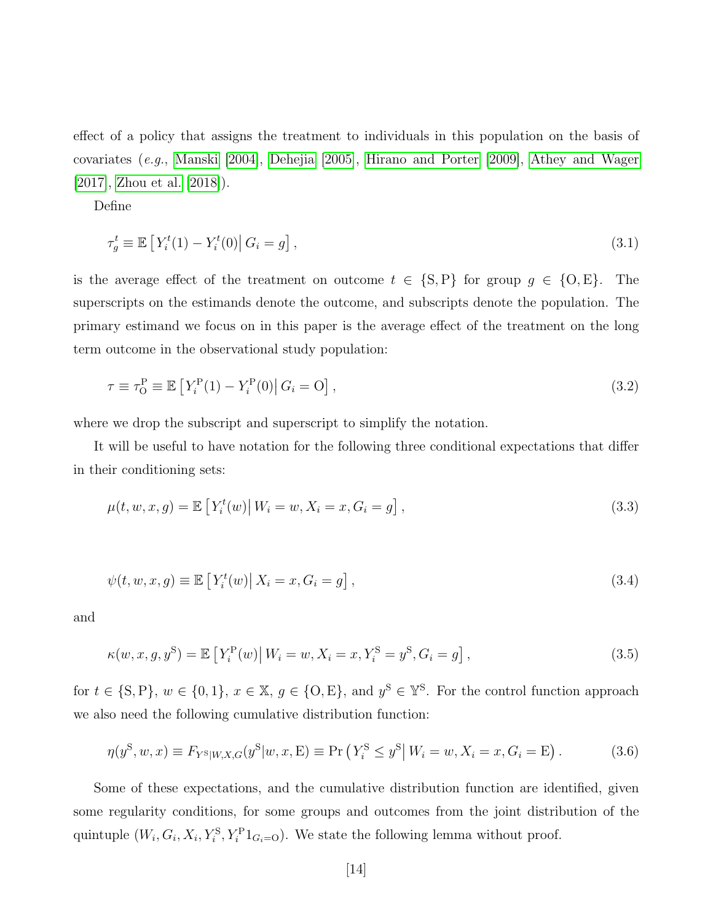effect of a policy that assigns the treatment to individuals in this population on the basis of covariates (*e.g.*, Manski [2004], Dehejia [2005], Hirano and Porter [2009], Athey and Wager [2017], Zhou et al. [2018]).

Define

$$\tau_g^t \equiv \mathbb{E}\left[ Y_i^t(1) - Y_i^t(0) \middle| G_i = g \right], \tag{3.1}$$

is the average effect of the treatment on outcome $t \in \{\mathrm{S}, \mathrm{P}\}$ for group $g \in \{\mathrm{O}, \mathrm{E}\}$. The superscripts on the estimands denote the outcome, and subscripts denote the population. The primary estimand we focus on in this paper is the average effect of the treatment on the long term outcome in the observational study population:

$$\tau \equiv \tau_{\mathrm{O}}^{\mathrm{P}} \equiv \mathbb{E}\left[ Y_i^{\mathrm{P}}(1) - Y_i^{\mathrm{P}}(0) \middle| G_i = \mathrm{O} \right], \tag{3.2}$$

where we drop the subscript and superscript to simplify the notation.

It will be useful to have notation for the following three conditional expectations that differ in their conditioning sets:

$$\mu(t, w, x, g) = \mathbb{E}\left[ Y_i^t(w) \middle| W_i = w, X_i = x, G_i = g \right], \tag{3.3}$$

$$\psi(t, w, x, g) \equiv \mathbb{E}\left[ Y_i^t(w) \middle| X_i = x, G_i = g \right], \tag{3.4}$$

and

$$\kappa(w, x, g, y^{\mathrm{S}}) = \mathbb{E}\left[ Y_i^{\mathrm{P}}(w) \middle| W_i = w, X_i = x, Y_i^{\mathrm{S}} = y^{\mathrm{S}}, G_i = g \right], \tag{3.5}$$

for $t \in \{\mathrm{S}, \mathrm{P}\}$, $w \in \{0, 1\}$, $x \in \mathbb{X}$, $g \in \{\mathrm{O}, \mathrm{E}\}$, and $y^{\mathrm{S}} \in \mathbb{Y}^{\mathrm{S}}$. For the control function approach we also need the following cumulative distribution function:

$$\eta(y^{\mathrm{S}}, w, x) \equiv F_{Y^{\mathrm{S}}|W,X,G}(y^{\mathrm{S}}|w, x, \mathrm{E}) \equiv \Pr\left( Y_i^{\mathrm{S}} \leq y^{\mathrm{S}} \middle| W_i = w, X_i = x, G_i = \mathrm{E} \right). \tag{3.6}$$

Some of these expectations, and the cumulative distribution function are identified, given some regularity conditions, for some groups and outcomes from the joint distribution of the quintuple $(W_i, G_i, X_i, Y_i^{\mathrm{S}}, Y_i^{\mathrm{P}} 1_{G_i=\mathrm{O}})$. We state the following lemma without proof.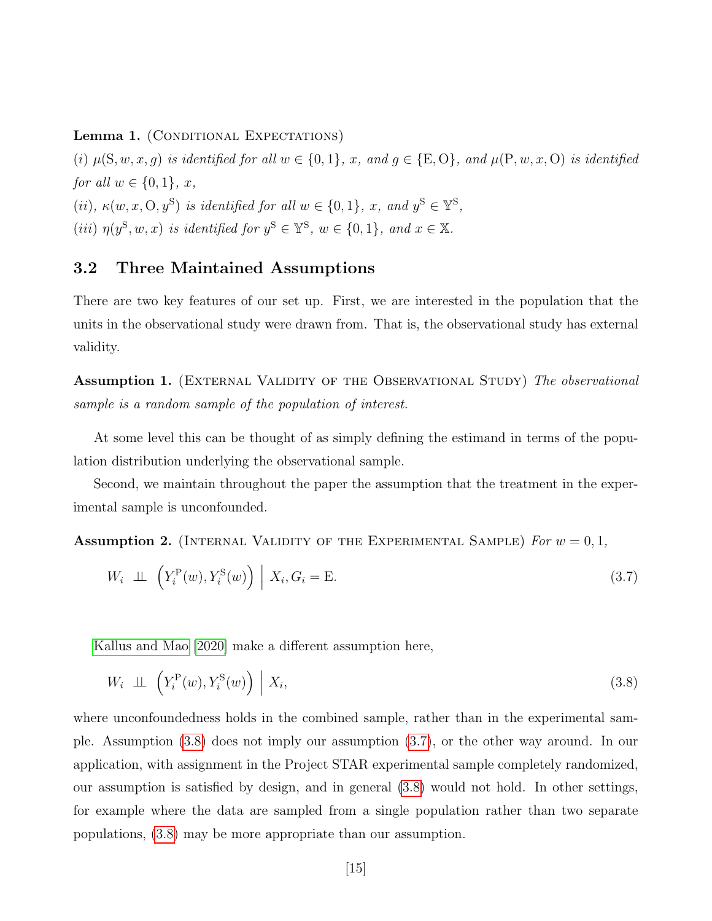**Lemma 1.** (Conditional Expectations)

*(i)* $\mu(\mathrm{S}, w, x, g)$ *is identified for all* $w \in \{0, 1\}$*,* $x$*, and* $g \in \{\mathrm{E}, \mathrm{O}\}$*, and* $\mu(\mathrm{P}, w, x, \mathrm{O})$ *is identified for all* $w \in \{0, 1\}$*,* $x$*,*

*(ii),* $\kappa(w, x, \mathrm{O}, y^{\mathrm{S}})$ *is identified for all* $w \in \{0, 1\}$*,* $x$*, and* $y^{\mathrm{S}} \in \mathbb{Y}^{\mathrm{S}}$*,*

*(iii)* $\eta(y^{\mathrm{S}}, w, x)$ *is identified for* $y^{\mathrm{S}} \in \mathbb{Y}^{\mathrm{S}}$*,* $w \in \{0, 1\}$*, and* $x \in \mathbb{X}$*.*

## 3.2 Three Maintained Assumptions

There are two key features of our set up. First, we are interested in the population that the units in the observational study were drawn from. That is, the observational study has external validity.

**Assumption 1.** (External Validity of the Observational Study) *The observational sample is a random sample of the population of interest.*

At some level this can be thought of as simply defining the estimand in terms of the population distribution underlying the observational sample.

Second, we maintain throughout the paper the assumption that the treatment in the experimental sample is unconfounded.

**Assumption 2.** (Internal Validity of the Experimental Sample) *For* $w = 0, 1$*,*

$$W_i \perp\!\!\!\perp \Big(Y_i^{\mathrm{P}}(w), Y_i^{\mathrm{S}}(w)\Big) \;\Big|\; X_i, G_i = \mathrm{E}. \tag{3.7}$$

Kallus and Mao [2020] make a different assumption here,

$$W_i \perp\!\!\!\perp \Big(Y_i^{\mathrm{P}}(w), Y_i^{\mathrm{S}}(w)\Big) \;\Big|\; X_i, \tag{3.8}$$

where unconfoundedness holds in the combined sample, rather than in the experimental sample. Assumption (3.8) does not imply our assumption (3.7), or the other way around. In our application, with assignment in the Project STAR experimental sample completely randomized, our assumption is satisfied by design, and in general (3.8) would not hold. In other settings, for example where the data are sampled from a single population rather than two separate populations, (3.8) may be more appropriate than our assumption.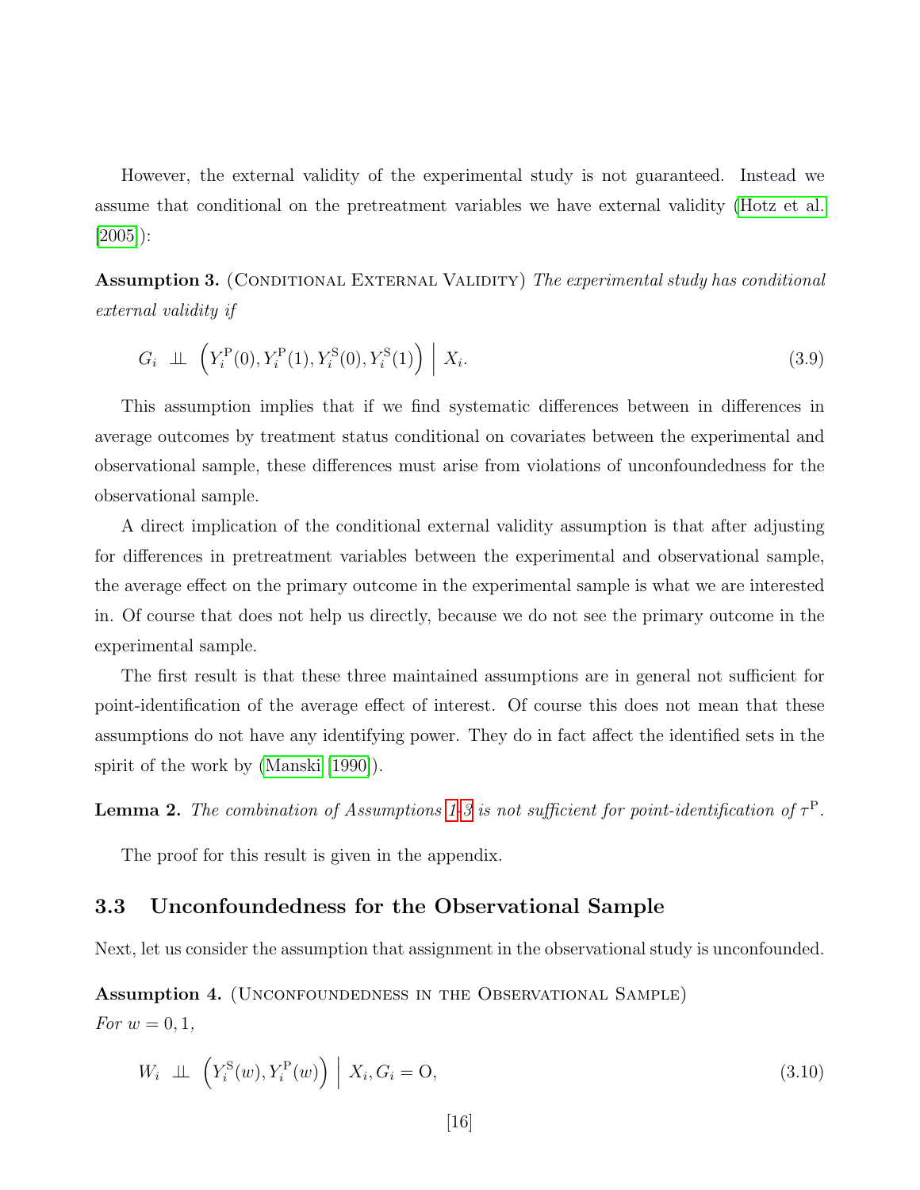However, the external validity of the experimental study is not guaranteed. Instead we assume that conditional on the pretreatment variables we have external validity (Hotz et al. [2005]):

**Assumption 3.** (Conditional External Validity) *The experimental study has conditional external validity if*

$$G_i \;\perp\!\!\!\perp\; \left(Y_i^{\mathrm{P}}(0), Y_i^{\mathrm{P}}(1), Y_i^{\mathrm{S}}(0), Y_i^{\mathrm{S}}(1)\right) \;\Big|\; X_i. \tag{3.9}$$

This assumption implies that if we find systematic differences between in differences in average outcomes by treatment status conditional on covariates between the experimental and observational sample, these differences must arise from violations of unconfoundedness for the observational sample.

A direct implication of the conditional external validity assumption is that after adjusting for differences in pretreatment variables between the experimental and observational sample, the average effect on the primary outcome in the experimental sample is what we are interested in. Of course that does not help us directly, because we do not see the primary outcome in the experimental sample.

The first result is that these three maintained assumptions are in general not sufficient for point-identification of the average effect of interest. Of course this does not mean that these assumptions do not have any identifying power. They do in fact affect the identified sets in the spirit of the work by (Manski [1990]).

**Lemma 2.** *The combination of Assumptions 1-3 is not sufficient for point-identification of $\tau^{\mathrm{P}}$.*

The proof for this result is given in the appendix.

## 3.3 Unconfoundedness for the Observational Sample

Next, let us consider the assumption that assignment in the observational study is unconfounded.

**Assumption 4.** (Unconfoundedness in the Observational Sample)
*For $w = 0, 1$,*

$$W_i \;\perp\!\!\!\perp\; \left(Y_i^{\mathrm{S}}(w), Y_i^{\mathrm{P}}(w)\right) \;\Big|\; X_i, G_i = \mathrm{O}, \tag{3.10}$$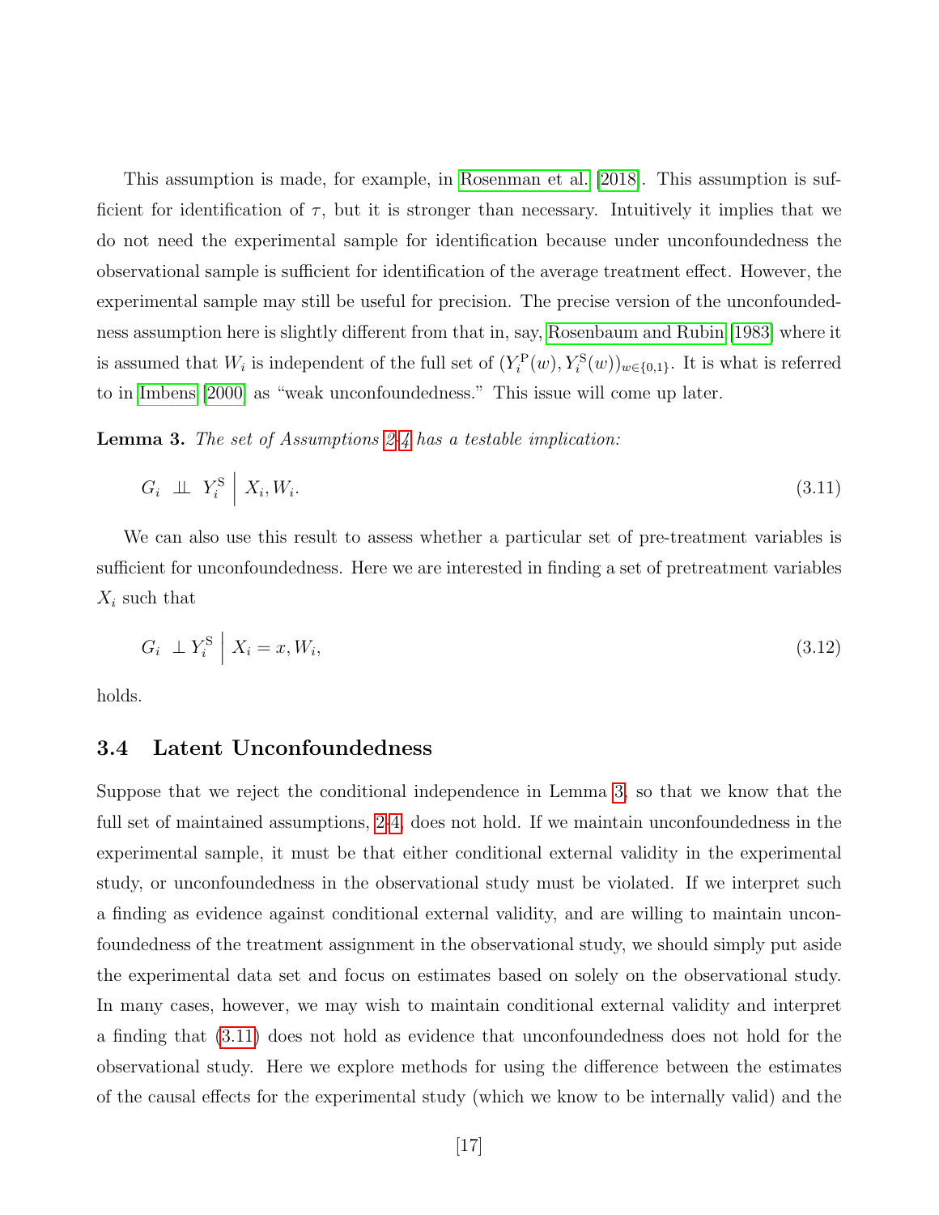This assumption is made, for example, in Rosenman et al. [2018]. This assumption is sufficient for identification of $\tau$, but it is stronger than necessary. Intuitively it implies that we do not need the experimental sample for identification because under unconfoundedness the observational sample is sufficient for identification of the average treatment effect. However, the experimental sample may still be useful for precision. The precise version of the unconfoundedness assumption here is slightly different from that in, say, Rosenbaum and Rubin [1983] where it is assumed that $W_i$ is independent of the full set of $(Y_i^{\mathrm{P}}(w), Y_i^{\mathrm{S}}(w))_{w \in \{0,1\}}$. It is what is referred to in Imbens [2000] as "weak unconfoundedness." This issue will come up later.

**Lemma 3.** *The set of Assumptions 2-4 has a testable implication:*

$$G_i \perp\!\!\!\perp Y_i^{\mathrm{S}} \;\Big|\; X_i, W_i. \tag{3.11}$$

We can also use this result to assess whether a particular set of pre-treatment variables is sufficient for unconfoundedness. Here we are interested in finding a set of pretreatment variables $X_i$ such that

$$G_i \perp Y_i^{\mathrm{S}} \;\Big|\; X_i = x, W_i, \tag{3.12}$$

holds.

### 3.4 Latent Unconfoundedness

Suppose that we reject the conditional independence in Lemma 3, so that we know that the full set of maintained assumptions, 2-4, does not hold. If we maintain unconfoundedness in the experimental sample, it must be that either conditional external validity in the experimental study, or unconfoundedness in the observational study must be violated. If we interpret such a finding as evidence against conditional external validity, and are willing to maintain unconfoundedness of the treatment assignment in the observational study, we should simply put aside the experimental data set and focus on estimates based on solely on the observational study. In many cases, however, we may wish to maintain conditional external validity and interpret a finding that (3.11) does not hold as evidence that unconfoundedness does not hold for the observational study. Here we explore methods for using the difference between the estimates of the causal effects for the experimental study (which we know to be internally valid) and the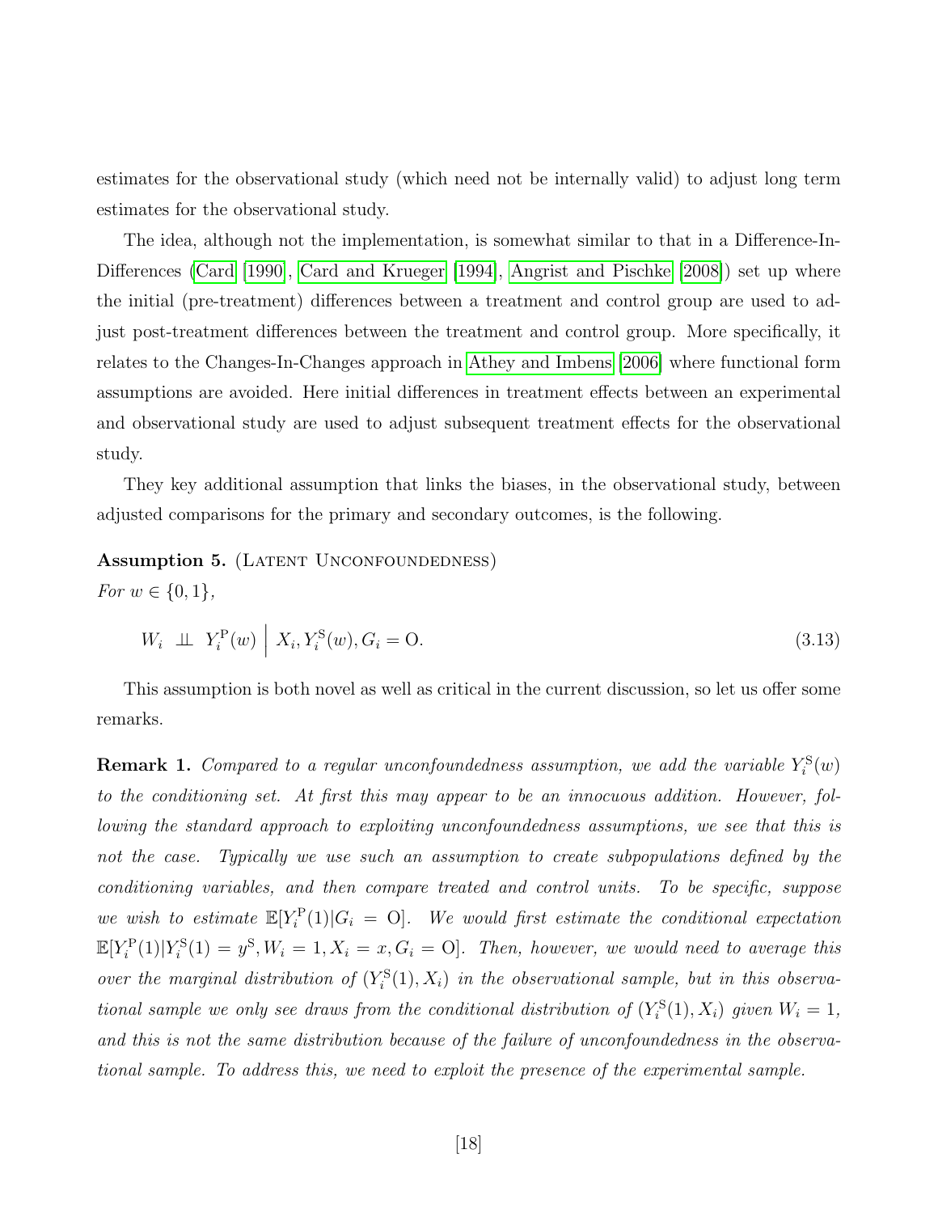estimates for the observational study (which need not be internally valid) to adjust long term estimates for the observational study.

The idea, although not the implementation, is somewhat similar to that in a Difference-In-Differences (Card [1990], Card and Krueger [1994], Angrist and Pischke [2008]) set up where the initial (pre-treatment) differences between a treatment and control group are used to adjust post-treatment differences between the treatment and control group. More specifically, it relates to the Changes-In-Changes approach in Athey and Imbens [2006] where functional form assumptions are avoided. Here initial differences in treatment effects between an experimental and observational study are used to adjust subsequent treatment effects for the observational study.

They key additional assumption that links the biases, in the observational study, between adjusted comparisons for the primary and secondary outcomes, is the following.

**Assumption 5.** (Latent Unconfoundedness)
*For $w \in \{0, 1\}$,*

$$W_i \perp\!\!\!\perp Y_i^{\mathrm{P}}(w) \;\Big|\; X_i, Y_i^{\mathrm{S}}(w), G_i = \mathrm{O}. \tag{3.13}$$

This assumption is both novel as well as critical in the current discussion, so let us offer some remarks.

**Remark 1.** *Compared to a regular unconfoundedness assumption, we add the variable $Y_i^{\mathrm{S}}(w)$ to the conditioning set. At first this may appear to be an innocuous addition. However, following the standard approach to exploiting unconfoundedness assumptions, we see that this is not the case. Typically we use such an assumption to create subpopulations defined by the conditioning variables, and then compare treated and control units. To be specific, suppose we wish to estimate $\mathbb{E}[Y_i^{\mathrm{P}}(1)|G_i = \mathrm{O}]$. We would first estimate the conditional expectation $\mathbb{E}[Y_i^{\mathrm{P}}(1)|Y_i^{\mathrm{S}}(1) = y^{\mathrm{S}}, W_i = 1, X_i = x, G_i = \mathrm{O}]$. Then, however, we would need to average this over the marginal distribution of $(Y_i^{\mathrm{S}}(1), X_i)$ in the observational sample, but in this observational sample we only see draws from the conditional distribution of $(Y_i^{\mathrm{S}}(1), X_i)$ given $W_i = 1$, and this is not the same distribution because of the failure of unconfoundedness in the observational sample. To address this, we need to exploit the presence of the experimental sample.*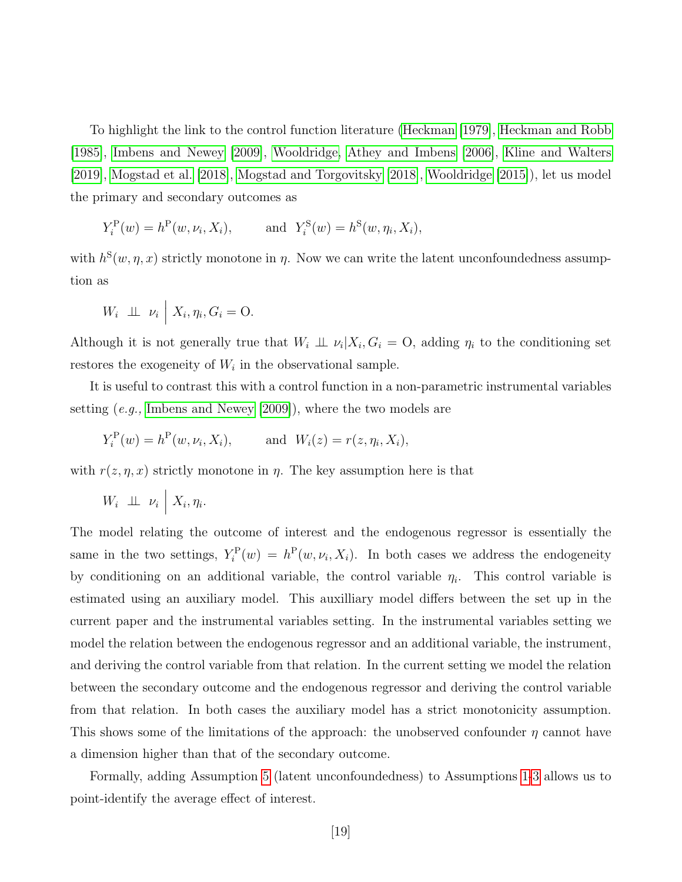To highlight the link to the control function literature (Heckman [1979], Heckman and Robb [1985], Imbens and Newey [2009], Wooldridge, Athey and Imbens [2006], Kline and Walters [2019], Mogstad et al. [2018], Mogstad and Torgovitsky [2018], Wooldridge [2015]), let us model the primary and secondary outcomes as

$$Y_i^{\mathrm{P}}(w) = h^{\mathrm{P}}(w, \nu_i, X_i), \qquad \text{and} \;\; Y_i^{\mathrm{S}}(w) = h^{\mathrm{S}}(w, \eta_i, X_i),$$

with $h^{\mathrm{S}}(w, \eta, x)$ strictly monotone in $\eta$. Now we can write the latent unconfoundedness assumption as

$$W_i \;\perp\!\!\!\perp\; \nu_i \;\Big|\; X_i, \eta_i, G_i = \mathrm{O}.$$

Although it is not generally true that $W_i \perp\!\!\!\perp \nu_i | X_i, G_i = \mathrm{O}$, adding $\eta_i$ to the conditioning set restores the exogeneity of $W_i$ in the observational sample.

It is useful to contrast this with a control function in a non-parametric instrumental variables setting (*e.g.*, Imbens and Newey [2009]), where the two models are

$$Y_i^{\mathrm{P}}(w) = h^{\mathrm{P}}(w, \nu_i, X_i), \qquad \text{and} \;\; W_i(z) = r(z, \eta_i, X_i),$$

with $r(z, \eta, x)$ strictly monotone in $\eta$. The key assumption here is that

$$W_i \;\perp\!\!\!\perp\; \nu_i \;\Big|\; X_i, \eta_i.$$

The model relating the outcome of interest and the endogenous regressor is essentially the same in the two settings, $Y_i^{\mathrm{P}}(w) = h^{\mathrm{P}}(w, \nu_i, X_i)$. In both cases we address the endogeneity by conditioning on an additional variable, the control variable $\eta_i$. This control variable is estimated using an auxiliary model. This auxilliary model differs between the set up in the current paper and the instrumental variables setting. In the instrumental variables setting we model the relation between the endogenous regressor and an additional variable, the instrument, and deriving the control variable from that relation. In the current setting we model the relation between the secondary outcome and the endogenous regressor and deriving the control variable from that relation. In both cases the auxiliary model has a strict monotonicity assumption. This shows some of the limitations of the approach: the unobserved confounder $\eta$ cannot have a dimension higher than that of the secondary outcome.

Formally, adding Assumption 5 (latent unconfoundedness) to Assumptions 1-3 allows us to point-identify the average effect of interest.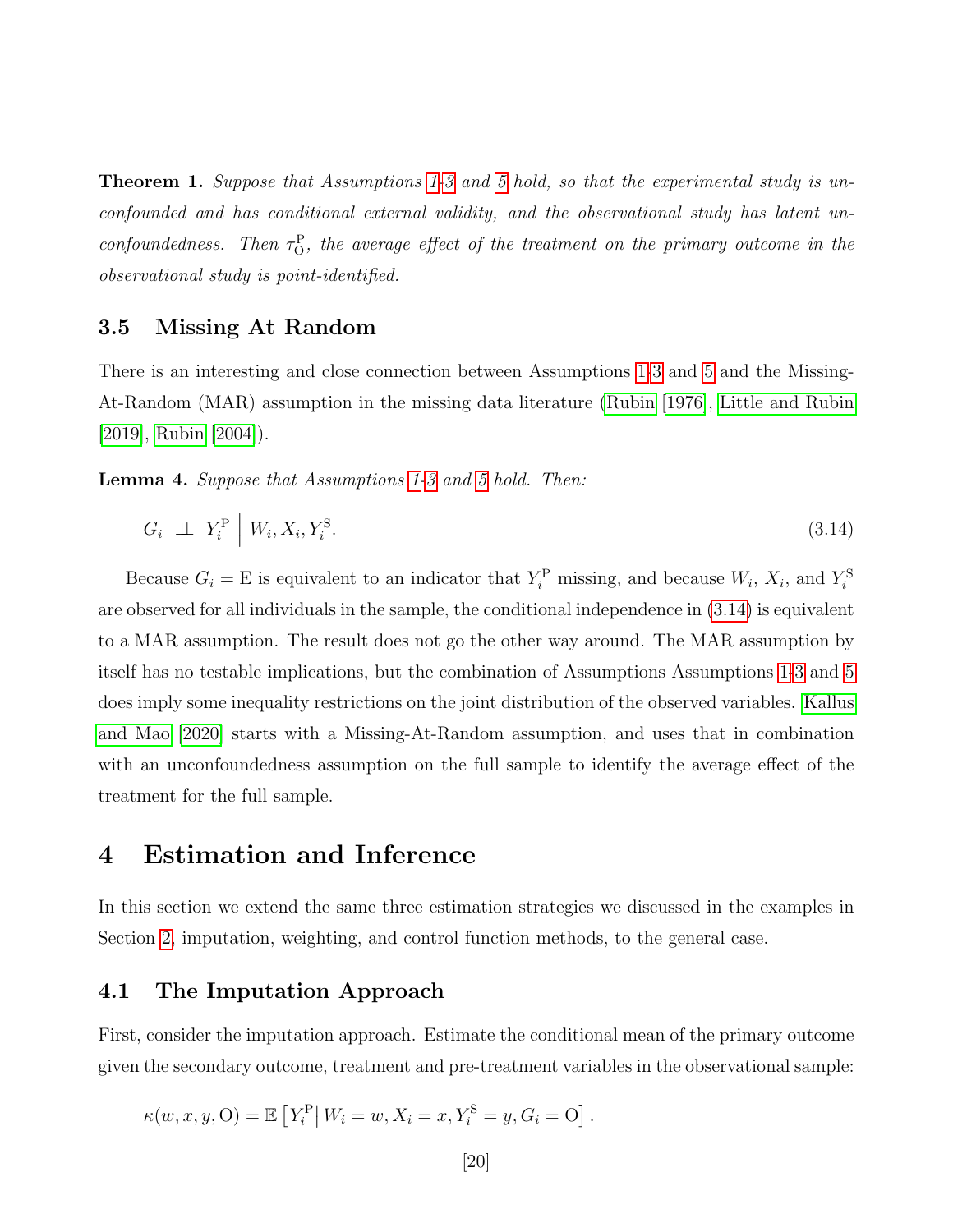**Theorem 1.** *Suppose that Assumptions 1-3 and 5 hold, so that the experimental study is unconfounded and has conditional external validity, and the observational study has latent unconfoundedness. Then $\tau_{\mathrm{O}}^{\mathrm{P}}$, the average effect of the treatment on the primary outcome in the observational study is point-identified.*

### 3.5 Missing At Random

There is an interesting and close connection between Assumptions 1-3 and 5 and the Missing-At-Random (MAR) assumption in the missing data literature (Rubin [1976], Little and Rubin [2019], Rubin [2004]).

**Lemma 4.** *Suppose that Assumptions 1-3 and 5 hold. Then:*

$$G_i \perp\!\!\!\perp Y_i^{\mathrm{P}} \,\Big|\, W_i, X_i, Y_i^{\mathrm{S}}. \tag{3.14}$$

Because $G_i = \mathrm{E}$ is equivalent to an indicator that $Y_i^{\mathrm{P}}$ missing, and because $W_i$, $X_i$, and $Y_i^{\mathrm{S}}$ are observed for all individuals in the sample, the conditional independence in (3.14) is equivalent to a MAR assumption. The result does not go the other way around. The MAR assumption by itself has no testable implications, but the combination of Assumptions Assumptions 1-3 and 5 does imply some inequality restrictions on the joint distribution of the observed variables. Kallus and Mao [2020] starts with a Missing-At-Random assumption, and uses that in combination with an unconfoundedness assumption on the full sample to identify the average effect of the treatment for the full sample.

## 4 Estimation and Inference

In this section we extend the same three estimation strategies we discussed in the examples in Section 2, imputation, weighting, and control function methods, to the general case.

### 4.1 The Imputation Approach

First, consider the imputation approach. Estimate the conditional mean of the primary outcome given the secondary outcome, treatment and pre-treatment variables in the observational sample:

$$\kappa(w, x, y, \mathrm{O}) = \mathbb{E}\left[Y_i^{\mathrm{P}} \middle| W_i = w, X_i = x, Y_i^{\mathrm{S}} = y, G_i = \mathrm{O}\right].$$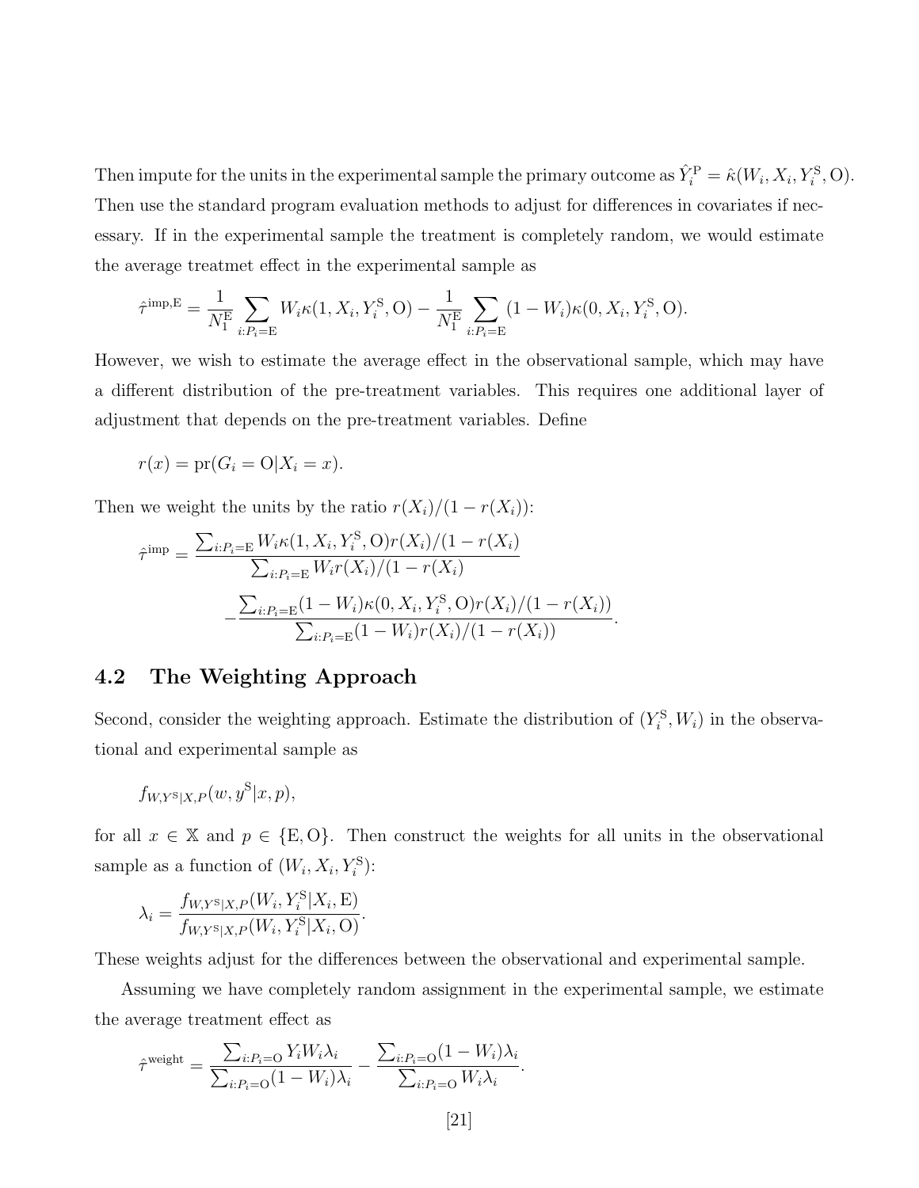Then impute for the units in the experimental sample the primary outcome as $\hat{Y}_i^{\mathrm{P}} = \hat{\kappa}(W_i, X_i, Y_i^{\mathrm{S}}, \mathrm{O})$. Then use the standard program evaluation methods to adjust for differences in covariates if necessary. If in the experimental sample the treatment is completely random, we would estimate the average treatmet effect in the experimental sample as

$$\hat{\tau}^{\mathrm{imp,E}} = \frac{1}{N_1^{\mathrm{E}}} \sum_{i:P_i=\mathrm{E}} W_i \kappa(1, X_i, Y_i^{\mathrm{S}}, \mathrm{O}) - \frac{1}{N_1^{\mathrm{E}}} \sum_{i:P_i=\mathrm{E}} (1 - W_i) \kappa(0, X_i, Y_i^{\mathrm{S}}, \mathrm{O}).$$

However, we wish to estimate the average effect in the observational sample, which may have a different distribution of the pre-treatment variables. This requires one additional layer of adjustment that depends on the pre-treatment variables. Define

$$r(x) = \mathrm{pr}(G_i = \mathrm{O} | X_i = x).$$

Then we weight the units by the ratio $r(X_i)/(1 - r(X_i))$:

$$\hat{\tau}^{\mathrm{imp}} = \frac{\sum_{i:P_i=\mathrm{E}} W_i \kappa(1, X_i, Y_i^{\mathrm{S}}, \mathrm{O}) r(X_i)/(1 - r(X_i)}{\sum_{i:P_i=\mathrm{E}} W_i r(X_i)/(1 - r(X_i)}$$

$$- \frac{\sum_{i:P_i=\mathrm{E}} (1 - W_i) \kappa(0, X_i, Y_i^{\mathrm{S}}, \mathrm{O}) r(X_i)/(1 - r(X_i))}{\sum_{i:P_i=\mathrm{E}} (1 - W_i) r(X_i)/(1 - r(X_i))}.$$

## 4.2 The Weighting Approach

Second, consider the weighting approach. Estimate the distribution of $(Y_i^{\mathrm{S}}, W_i)$ in the observational and experimental sample as

$$f_{W,Y^{\mathrm{S}}|X,P}(w, y^{\mathrm{S}} | x, p),$$

for all $x \in \mathbb{X}$ and $p \in \{\mathrm{E}, \mathrm{O}\}$. Then construct the weights for all units in the observational sample as a function of $(W_i, X_i, Y_i^{\mathrm{S}})$:

$$\lambda_i = \frac{f_{W,Y^{\mathrm{S}}|X,P}(W_i, Y_i^{\mathrm{S}} | X_i, \mathrm{E})}{f_{W,Y^{\mathrm{S}}|X,P}(W_i, Y_i^{\mathrm{S}} | X_i, \mathrm{O})}.$$

These weights adjust for the differences between the observational and experimental sample.

Assuming we have completely random assignment in the experimental sample, we estimate the average treatment effect as

$$\hat{\tau}^{\mathrm{weight}} = \frac{\sum_{i:P_i=\mathrm{O}} Y_i W_i \lambda_i}{\sum_{i:P_i=\mathrm{O}} (1 - W_i) \lambda_i} - \frac{\sum_{i:P_i=\mathrm{O}} (1 - W_i) \lambda_i}{\sum_{i:P_i=\mathrm{O}} W_i \lambda_i}.$$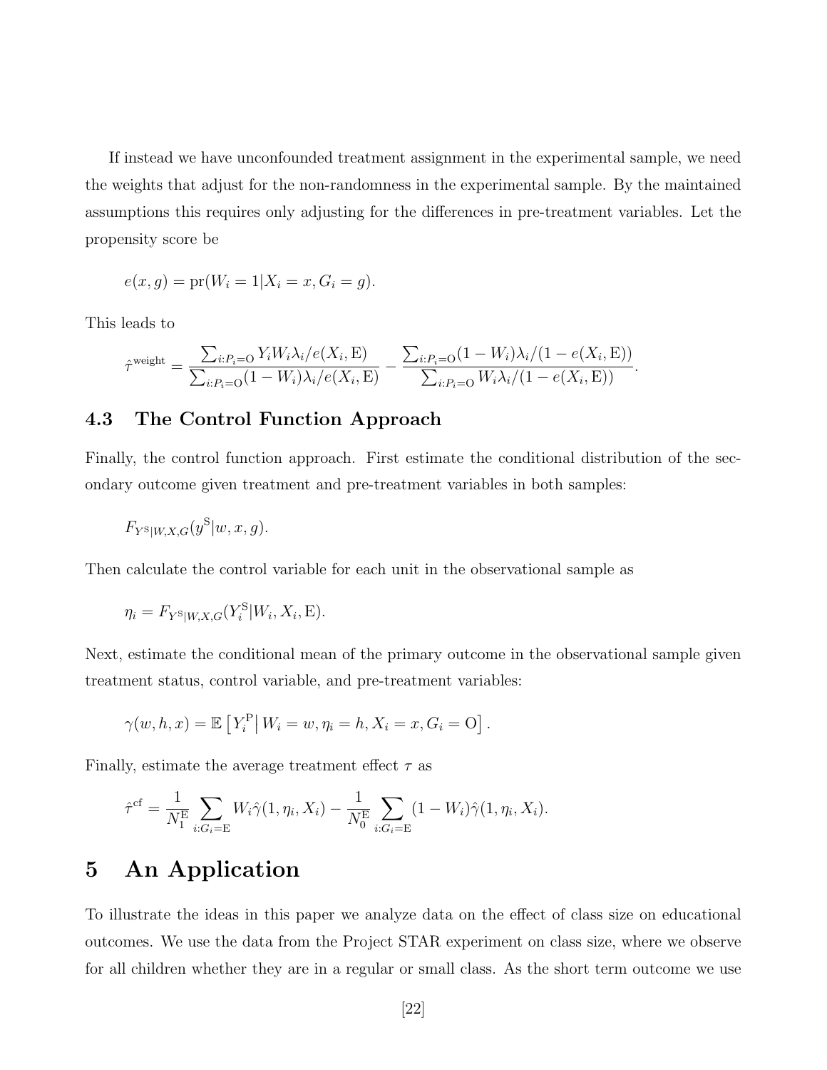If instead we have unconfounded treatment assignment in the experimental sample, we need the weights that adjust for the non-randomness in the experimental sample. By the maintained assumptions this requires only adjusting for the differences in pre-treatment variables. Let the propensity score be

$$e(x, g) = \text{pr}(W_i = 1|X_i = x, G_i = g).$$

This leads to

$$\hat{\tau}^{\text{weight}} = \frac{\sum_{i:P_i=\text{O}} Y_i W_i \lambda_i / e(X_i, \text{E})}{\sum_{i:P_i=\text{O}} (1 - W_i)\lambda_i / e(X_i, \text{E})} - \frac{\sum_{i:P_i=\text{O}} (1 - W_i)\lambda_i / (1 - e(X_i, \text{E}))}{\sum_{i:P_i=\text{O}} W_i \lambda_i / (1 - e(X_i, \text{E}))}.$$

### 4.3 The Control Function Approach

Finally, the control function approach. First estimate the conditional distribution of the secondary outcome given treatment and pre-treatment variables in both samples:

$$F_{Y^{\text{S}}|W,X,G}(y^{\text{S}}|w, x, g).$$

Then calculate the control variable for each unit in the observational sample as

$$\eta_i = F_{Y^{\text{S}}|W,X,G}(Y_i^{\text{S}}|W_i, X_i, \text{E}).$$

Next, estimate the conditional mean of the primary outcome in the observational sample given treatment status, control variable, and pre-treatment variables:

$$\gamma(w, h, x) = \mathbb{E}\left[ Y_i^{\text{P}} \middle| W_i = w, \eta_i = h, X_i = x, G_i = \text{O} \right].$$

Finally, estimate the average treatment effect $\tau$ as

$$\hat{\tau}^{\text{cf}} = \frac{1}{N_1^{\text{E}}} \sum_{i:G_i=\text{E}} W_i \hat{\gamma}(1, \eta_i, X_i) - \frac{1}{N_0^{\text{E}}} \sum_{i:G_i=\text{E}} (1 - W_i) \hat{\gamma}(1, \eta_i, X_i).$$

# 5 An Application

To illustrate the ideas in this paper we analyze data on the effect of class size on educational outcomes. We use the data from the Project STAR experiment on class size, where we observe for all children whether they are in a regular or small class. As the short term outcome we use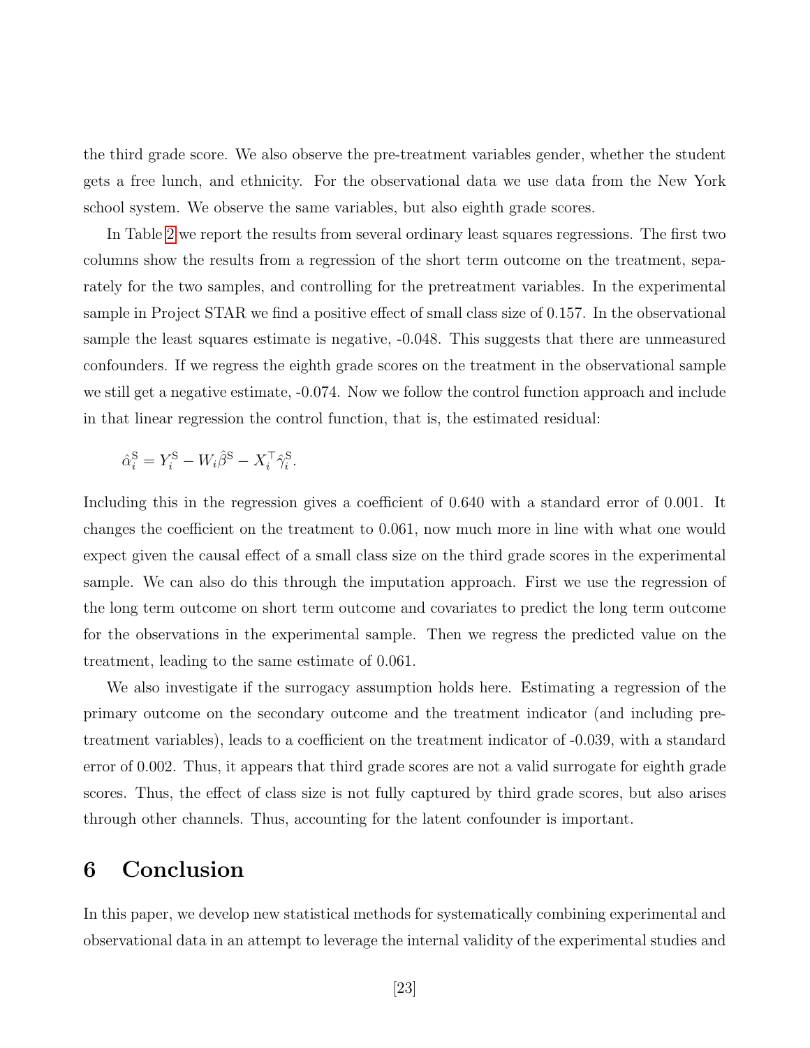the third grade score. We also observe the pre-treatment variables gender, whether the student gets a free lunch, and ethnicity. For the observational data we use data from the New York school system. We observe the same variables, but also eighth grade scores.

In Table 2 we report the results from several ordinary least squares regressions. The first two columns show the results from a regression of the short term outcome on the treatment, separately for the two samples, and controlling for the pretreatment variables. In the experimental sample in Project STAR we find a positive effect of small class size of 0.157. In the observational sample the least squares estimate is negative, -0.048. This suggests that there are unmeasured confounders. If we regress the eighth grade scores on the treatment in the observational sample we still get a negative estimate, -0.074. Now we follow the control function approach and include in that linear regression the control function, that is, the estimated residual:

$$\hat{\alpha}_i^{\mathrm{S}} = Y_i^{\mathrm{S}} - W_i \hat{\beta}^{\mathrm{S}} - X_i^\top \hat{\gamma}_i^{\mathrm{S}}.$$

Including this in the regression gives a coefficient of 0.640 with a standard error of 0.001. It changes the coefficient on the treatment to 0.061, now much more in line with what one would expect given the causal effect of a small class size on the third grade scores in the experimental sample. We can also do this through the imputation approach. First we use the regression of the long term outcome on short term outcome and covariates to predict the long term outcome for the observations in the experimental sample. Then we regress the predicted value on the treatment, leading to the same estimate of 0.061.

We also investigate if the surrogacy assumption holds here. Estimating a regression of the primary outcome on the secondary outcome and the treatment indicator (and including pre-treatment variables), leads to a coefficient on the treatment indicator of -0.039, with a standard error of 0.002. Thus, it appears that third grade scores are not a valid surrogate for eighth grade scores. Thus, the effect of class size is not fully captured by third grade scores, but also arises through other channels. Thus, accounting for the latent confounder is important.

# 6 Conclusion

In this paper, we develop new statistical methods for systematically combining experimental and observational data in an attempt to leverage the internal validity of the experimental studies and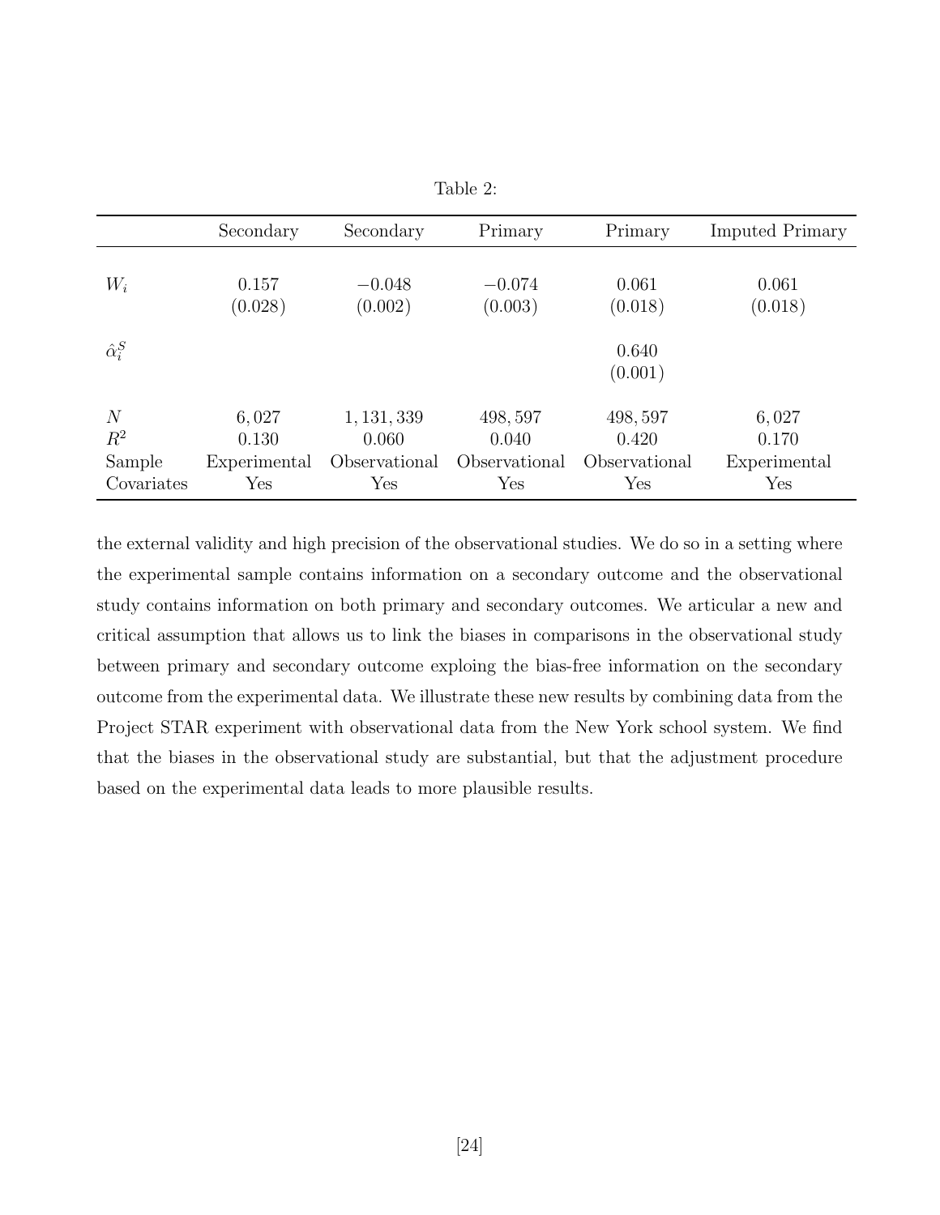Table 2:

| | Secondary | Secondary | Primary | Primary | Imputed Primary |
|---|---|---|---|---|---|
| $W_i$ | 0.157 | $-0.048$ | $-0.074$ | 0.061 | 0.061 |
| | (0.028) | (0.002) | (0.003) | (0.018) | (0.018) |
| $\hat{\alpha}_i^S$ | | | | 0.640 | |
| | | | | (0.001) | |
| $N$ | 6,027 | 1,131,339 | 498,597 | 498,597 | 6,027 |
| $R^2$ | 0.130 | 0.060 | 0.040 | 0.420 | 0.170 |
| Sample | Experimental | Observational | Observational | Observational | Experimental |
| Covariates | Yes | Yes | Yes | Yes | Yes |

the external validity and high precision of the observational studies. We do so in a setting where the experimental sample contains information on a secondary outcome and the observational study contains information on both primary and secondary outcomes. We articular a new and critical assumption that allows us to link the biases in comparisons in the observational study between primary and secondary outcome exploing the bias-free information on the secondary outcome from the experimental data. We illustrate these new results by combining data from the Project STAR experiment with observational data from the New York school system. We find that the biases in the observational study are substantial, but that the adjustment procedure based on the experimental data leads to more plausible results.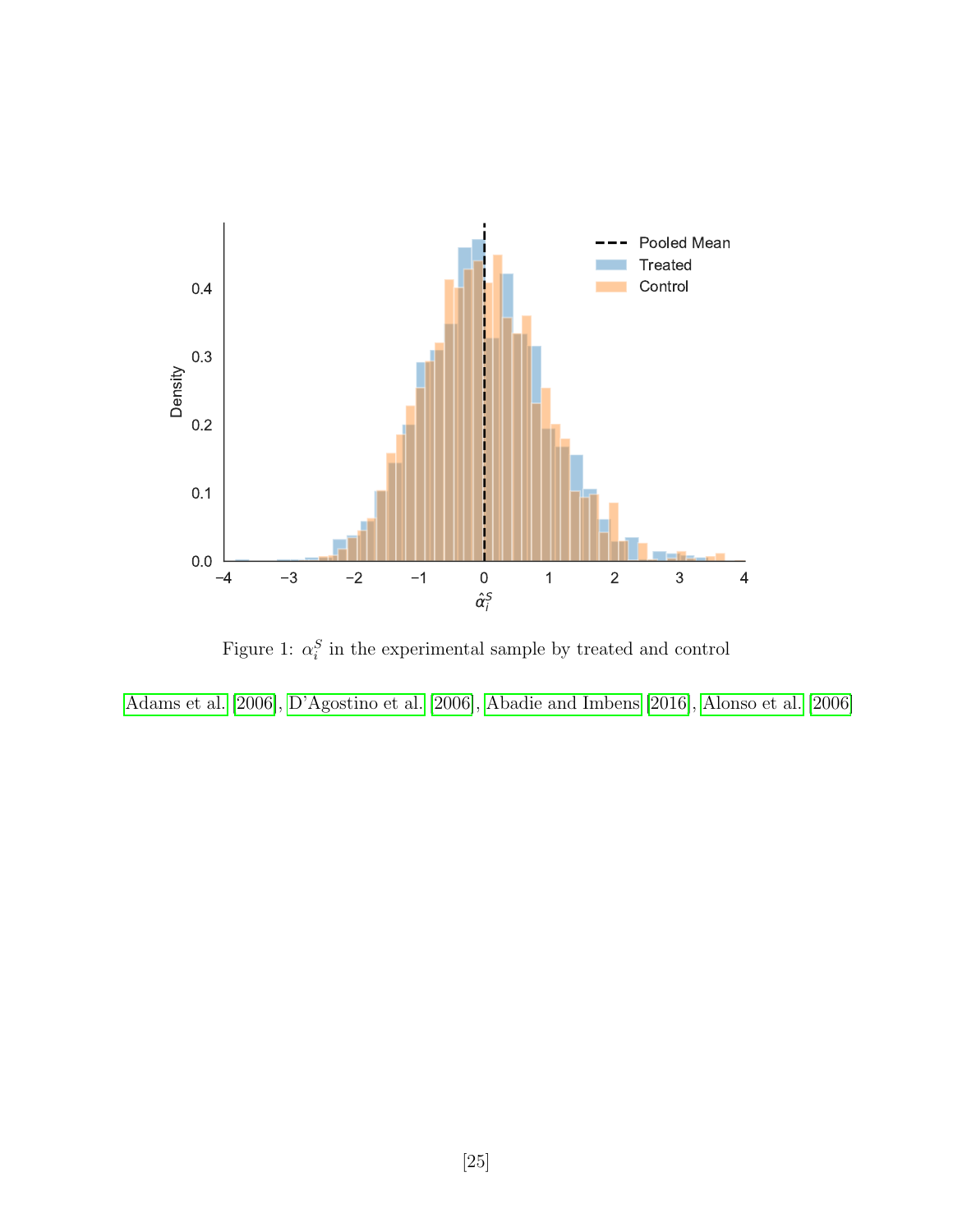Figure 1: $\alpha_i^S$ in the experimental sample by treated and control

Adams et al. [2006], D'Agostino et al. [2006], Abadie and Imbens [2016], Alonso et al. [2006]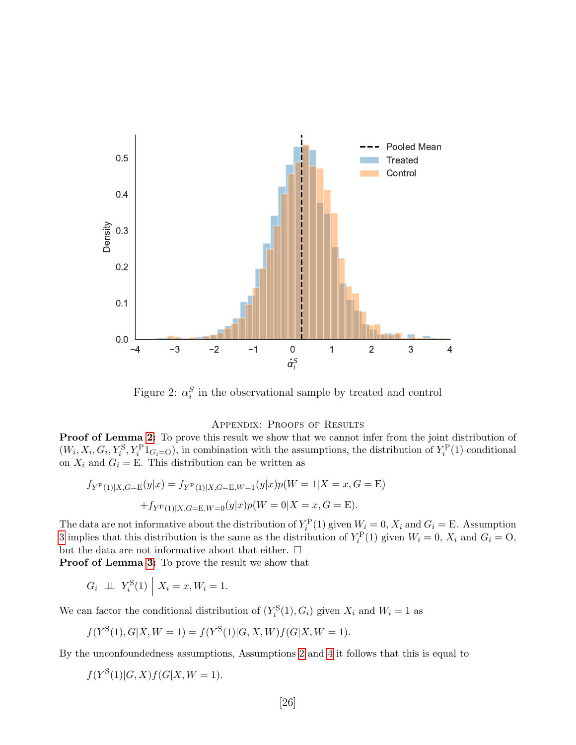Figure 2: $\alpha_i^S$ in the observational sample by treated and control

## Appendix: Proofs of Results

**Proof of Lemma 2:** To prove this result we show that we cannot infer from the joint distribution of $(W_i, X_i, G_i, Y_i^{\mathrm{S}}, Y_i^{\mathrm{P}} 1_{G_i=\mathrm{O}})$, in combination with the assumptions, the distribution of $Y_i^{\mathrm{P}}(1)$ conditional on $X_i$ and $G_i = \mathrm{E}$. This distribution can be written as

$$f_{Y^{\mathrm{P}}(1)|X,G=\mathrm{E}}(y|x) = f_{Y^{\mathrm{P}}(1)|X,G=\mathrm{E},W=1}(y|x)p(W=1|X=x,G=\mathrm{E})$$

$$+f_{Y^{\mathrm{P}}(1)|X,G=\mathrm{E},W=0}(y|x)p(W=0|X=x,G=\mathrm{E}).$$

The data are not informative about the distribution of $Y_i^{\mathrm{P}}(1)$ given $W_i = 0$, $X_i$ and $G_i = \mathrm{E}$. Assumption 3 implies that this distribution is the same as the distribution of $Y_i^{\mathrm{P}}(1)$ given $W_i = 0$, $X_i$ and $G_i = \mathrm{O}$, but the data are not informative about that either. □

**Proof of Lemma 3:** To prove the result we show that

$$G_i \perp\!\!\!\perp Y_i^{\mathrm{S}}(1) \;\Big|\; X_i = x, W_i = 1.$$

We can factor the conditional distribution of $(Y_i^{\mathrm{S}}(1), G_i)$ given $X_i$ and $W_i = 1$ as

$$f(Y^{\mathrm{S}}(1), G|X, W=1) = f(Y^{\mathrm{S}}(1)|G, X, W)f(G|X, W=1).$$

By the unconfoundedness assumptions, Assumptions 2 and 4 it follows that this is equal to

$$f(Y^{\mathrm{S}}(1)|G, X)f(G|X, W=1).$$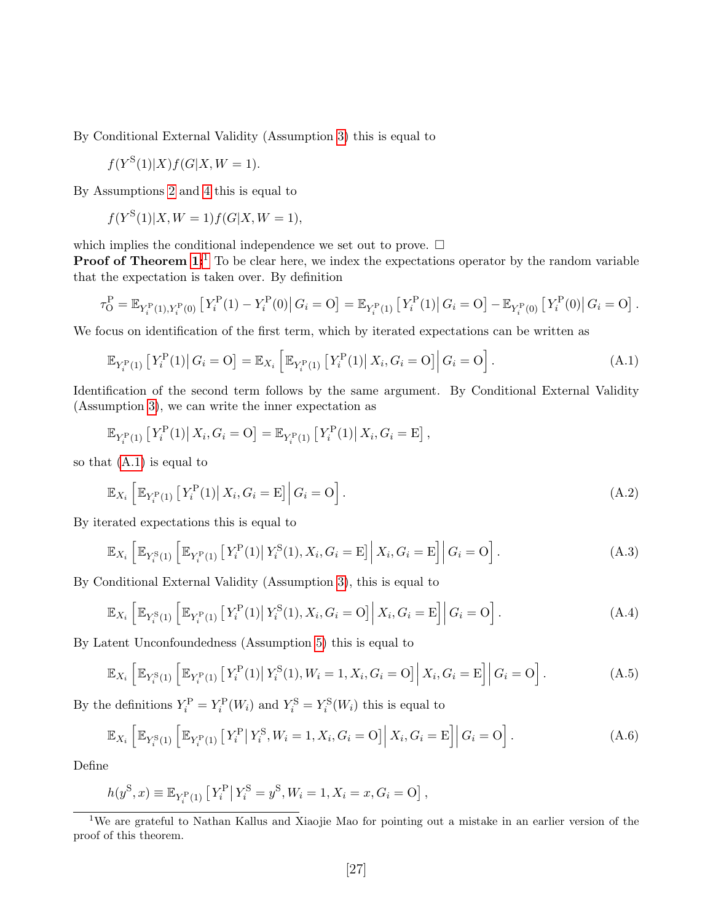By Conditional External Validity (Assumption 3) this is equal to

$$f(Y^{\mathrm{S}}(1)|X)f(G|X, W=1).$$

By Assumptions 2 and 4 this is equal to

$$f(Y^{\mathrm{S}}(1)|X, W=1)f(G|X, W=1),$$

which implies the conditional independence we set out to prove. □

**Proof of Theorem 1:**[1] To be clear here, we index the expectations operator by the random variable that the expectation is taken over. By definition

$$\tau_{\mathrm{O}}^{\mathrm{P}} = \mathbb{E}_{Y_i^{\mathrm{P}}(1), Y_i^{\mathrm{P}}(0)}\left[ Y_i^{\mathrm{P}}(1) - Y_i^{\mathrm{P}}(0) \middle| G_i = \mathrm{O} \right] = \mathbb{E}_{Y_i^{\mathrm{P}}(1)}\left[ Y_i^{\mathrm{P}}(1) \middle| G_i = \mathrm{O} \right] - \mathbb{E}_{Y_i^{\mathrm{P}}(0)}\left[ Y_i^{\mathrm{P}}(0) \middle| G_i = \mathrm{O} \right].$$

We focus on identification of the first term, which by iterated expectations can be written as

$$\mathbb{E}_{Y_i^{\mathrm{P}}(1)}\left[ Y_i^{\mathrm{P}}(1) \middle| G_i = \mathrm{O} \right] = \mathbb{E}_{X_i}\left[ \mathbb{E}_{Y_i^{\mathrm{P}}(1)}\left[ Y_i^{\mathrm{P}}(1) \middle| X_i, G_i = \mathrm{O} \right] \middle| G_i = \mathrm{O} \right]. \tag{A.1}$$

Identification of the second term follows by the same argument. By Conditional External Validity (Assumption 3), we can write the inner expectation as

$$\mathbb{E}_{Y_i^{\mathrm{P}}(1)}\left[ Y_i^{\mathrm{P}}(1) \middle| X_i, G_i = \mathrm{O} \right] = \mathbb{E}_{Y_i^{\mathrm{P}}(1)}\left[ Y_i^{\mathrm{P}}(1) \middle| X_i, G_i = \mathrm{E} \right],$$

so that (A.1) is equal to

$$\mathbb{E}_{X_i}\left[ \mathbb{E}_{Y_i^{\mathrm{P}}(1)}\left[ Y_i^{\mathrm{P}}(1) \middle| X_i, G_i = \mathrm{E} \right] \middle| G_i = \mathrm{O} \right]. \tag{A.2}$$

By iterated expectations this is equal to

$$\mathbb{E}_{X_i}\left[ \mathbb{E}_{Y_i^{\mathrm{S}}(1)}\left[ \mathbb{E}_{Y_i^{\mathrm{P}}(1)}\left[ Y_i^{\mathrm{P}}(1) \middle| Y_i^{\mathrm{S}}(1), X_i, G_i = \mathrm{E} \right] \middle| X_i, G_i = \mathrm{E} \right] \middle| G_i = \mathrm{O} \right]. \tag{A.3}$$

By Conditional External Validity (Assumption 3), this is equal to

$$\mathbb{E}_{X_i}\left[ \mathbb{E}_{Y_i^{\mathrm{S}}(1)}\left[ \mathbb{E}_{Y_i^{\mathrm{P}}(1)}\left[ Y_i^{\mathrm{P}}(1) \middle| Y_i^{\mathrm{S}}(1), X_i, G_i = \mathrm{O} \right] \middle| X_i, G_i = \mathrm{E} \right] \middle| G_i = \mathrm{O} \right]. \tag{A.4}$$

By Latent Unconfoundedness (Assumption 5) this is equal to

$$\mathbb{E}_{X_i}\left[ \mathbb{E}_{Y_i^{\mathrm{S}}(1)}\left[ \mathbb{E}_{Y_i^{\mathrm{P}}(1)}\left[ Y_i^{\mathrm{P}}(1) \middle| Y_i^{\mathrm{S}}(1), W_i = 1, X_i, G_i = \mathrm{O} \right] \middle| X_i, G_i = \mathrm{E} \right] \middle| G_i = \mathrm{O} \right]. \tag{A.5}$$

By the definitions $Y_i^{\mathrm{P}} = Y_i^{\mathrm{P}}(W_i)$ and $Y_i^{\mathrm{S}} = Y_i^{\mathrm{S}}(W_i)$ this is equal to

$$\mathbb{E}_{X_i}\left[ \mathbb{E}_{Y_i^{\mathrm{S}}(1)}\left[ \mathbb{E}_{Y_i^{\mathrm{P}}(1)}\left[ Y_i^{\mathrm{P}} \middle| Y_i^{\mathrm{S}}, W_i = 1, X_i, G_i = \mathrm{O} \right] \middle| X_i, G_i = \mathrm{E} \right] \middle| G_i = \mathrm{O} \right]. \tag{A.6}$$

Define

$$h(y^{\mathrm{S}}, x) \equiv \mathbb{E}_{Y_i^{\mathrm{P}}(1)}\left[ Y_i^{\mathrm{P}} \middle| Y_i^{\mathrm{S}} = y^{\mathrm{S}}, W_i = 1, X_i = x, G_i = \mathrm{O} \right],$$

[1] We are grateful to Nathan Kallus and Xiaojie Mao for pointing out a mistake in an earlier version of the proof of this theorem.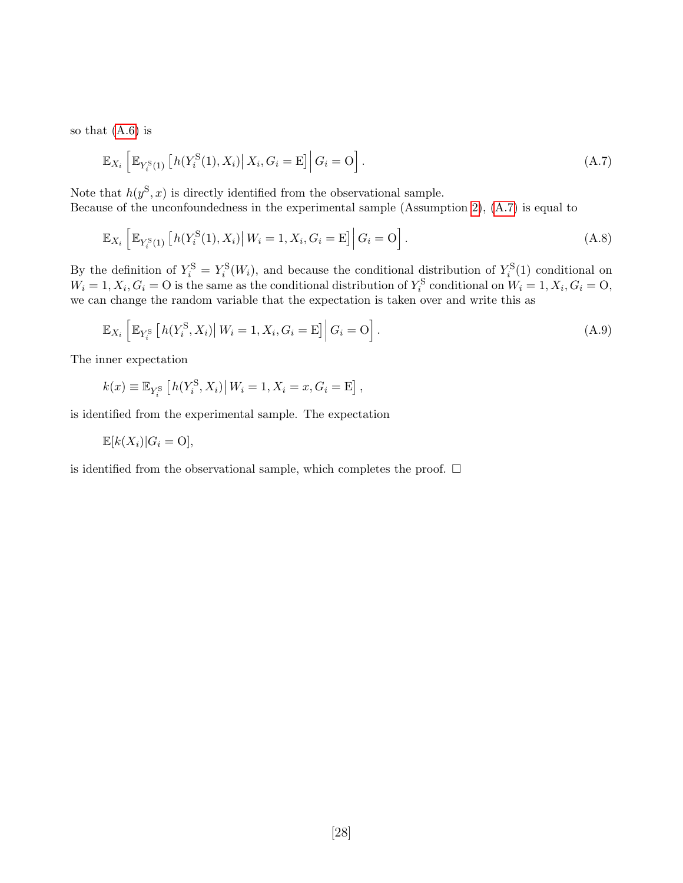so that (A.6) is

$$\mathbb{E}_{X_i}\left[\mathbb{E}_{Y_i^{\mathrm{S}}(1)}\left[h(Y_i^{\mathrm{S}}(1), X_i)\middle| X_i, G_i = \mathrm{E}\right]\middle| G_i = \mathrm{O}\right]. \tag{A.7}$$

Note that $h(y^{\mathrm{S}}, x)$ is directly identified from the observational sample.
Because of the unconfoundedness in the experimental sample (Assumption 2), (A.7) is equal to

$$\mathbb{E}_{X_i}\left[\mathbb{E}_{Y_i^{\mathrm{S}}(1)}\left[h(Y_i^{\mathrm{S}}(1), X_i)\middle| W_i = 1, X_i, G_i = \mathrm{E}\right]\middle| G_i = \mathrm{O}\right]. \tag{A.8}$$

By the definition of $Y_i^{\mathrm{S}} = Y_i^{\mathrm{S}}(W_i)$, and because the conditional distribution of $Y_i^{\mathrm{S}}(1)$ conditional on $W_i = 1, X_i, G_i = \mathrm{O}$ is the same as the conditional distribution of $Y_i^{\mathrm{S}}$ conditional on $W_i = 1, X_i, G_i = \mathrm{O}$, we can change the random variable that the expectation is taken over and write this as

$$\mathbb{E}_{X_i}\left[\mathbb{E}_{Y_i^{\mathrm{S}}}\left[h(Y_i^{\mathrm{S}}, X_i)\middle| W_i = 1, X_i, G_i = \mathrm{E}\right]\middle| G_i = \mathrm{O}\right]. \tag{A.9}$$

The inner expectation

$$k(x) \equiv \mathbb{E}_{Y_i^{\mathrm{S}}}\left[h(Y_i^{\mathrm{S}}, X_i)\middle| W_i = 1, X_i = x, G_i = \mathrm{E}\right],$$

is identified from the experimental sample. The expectation

$$\mathbb{E}[k(X_i)|G_i = \mathrm{O}],$$

is identified from the observational sample, which completes the proof. □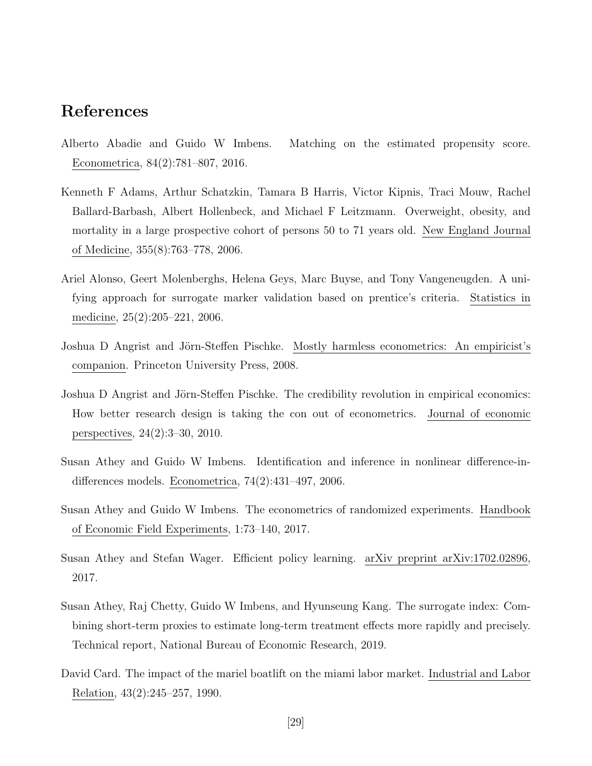## References

Alberto Abadie and Guido W Imbens. Matching on the estimated propensity score. Econometrica, 84(2):781–807, 2016.

Kenneth F Adams, Arthur Schatzkin, Tamara B Harris, Victor Kipnis, Traci Mouw, Rachel Ballard-Barbash, Albert Hollenbeck, and Michael F Leitzmann. Overweight, obesity, and mortality in a large prospective cohort of persons 50 to 71 years old. New England Journal of Medicine, 355(8):763–778, 2006.

Ariel Alonso, Geert Molenberghs, Helena Geys, Marc Buyse, and Tony Vangeneugden. A unifying approach for surrogate marker validation based on prentice's criteria. Statistics in medicine, 25(2):205–221, 2006.

Joshua D Angrist and Jörn-Steffen Pischke. Mostly harmless econometrics: An empiricist's companion. Princeton University Press, 2008.

Joshua D Angrist and Jörn-Steffen Pischke. The credibility revolution in empirical economics: How better research design is taking the con out of econometrics. Journal of economic perspectives, 24(2):3–30, 2010.

Susan Athey and Guido W Imbens. Identification and inference in nonlinear difference-in-differences models. Econometrica, 74(2):431–497, 2006.

Susan Athey and Guido W Imbens. The econometrics of randomized experiments. Handbook of Economic Field Experiments, 1:73–140, 2017.

Susan Athey and Stefan Wager. Efficient policy learning. arXiv preprint arXiv:1702.02896, 2017.

Susan Athey, Raj Chetty, Guido W Imbens, and Hyunseung Kang. The surrogate index: Combining short-term proxies to estimate long-term treatment effects more rapidly and precisely. Technical report, National Bureau of Economic Research, 2019.

David Card. The impact of the mariel boatlift on the miami labor market. Industrial and Labor Relation, 43(2):245–257, 1990.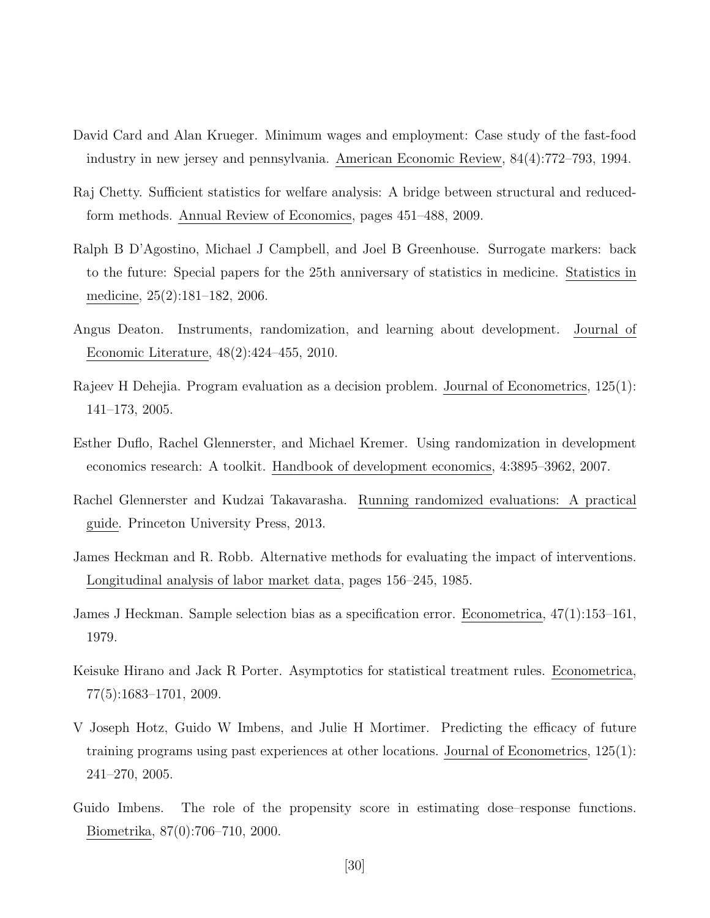David Card and Alan Krueger. Minimum wages and employment: Case study of the fast-food industry in new jersey and pennsylvania. American Economic Review, 84(4):772–793, 1994.

Raj Chetty. Sufficient statistics for welfare analysis: A bridge between structural and reduced-form methods. Annual Review of Economics, pages 451–488, 2009.

Ralph B D'Agostino, Michael J Campbell, and Joel B Greenhouse. Surrogate markers: back to the future: Special papers for the 25th anniversary of statistics in medicine. Statistics in medicine, 25(2):181–182, 2006.

Angus Deaton. Instruments, randomization, and learning about development. Journal of Economic Literature, 48(2):424–455, 2010.

Rajeev H Dehejia. Program evaluation as a decision problem. Journal of Econometrics, 125(1): 141–173, 2005.

Esther Duflo, Rachel Glennerster, and Michael Kremer. Using randomization in development economics research: A toolkit. Handbook of development economics, 4:3895–3962, 2007.

Rachel Glennerster and Kudzai Takavarasha. Running randomized evaluations: A practical guide. Princeton University Press, 2013.

James Heckman and R. Robb. Alternative methods for evaluating the impact of interventions. Longitudinal analysis of labor market data, pages 156–245, 1985.

James J Heckman. Sample selection bias as a specification error. Econometrica, 47(1):153–161, 1979.

Keisuke Hirano and Jack R Porter. Asymptotics for statistical treatment rules. Econometrica, 77(5):1683–1701, 2009.

V Joseph Hotz, Guido W Imbens, and Julie H Mortimer. Predicting the efficacy of future training programs using past experiences at other locations. Journal of Econometrics, 125(1): 241–270, 2005.

Guido Imbens. The role of the propensity score in estimating dose–response functions. Biometrika, 87(0):706–710, 2000.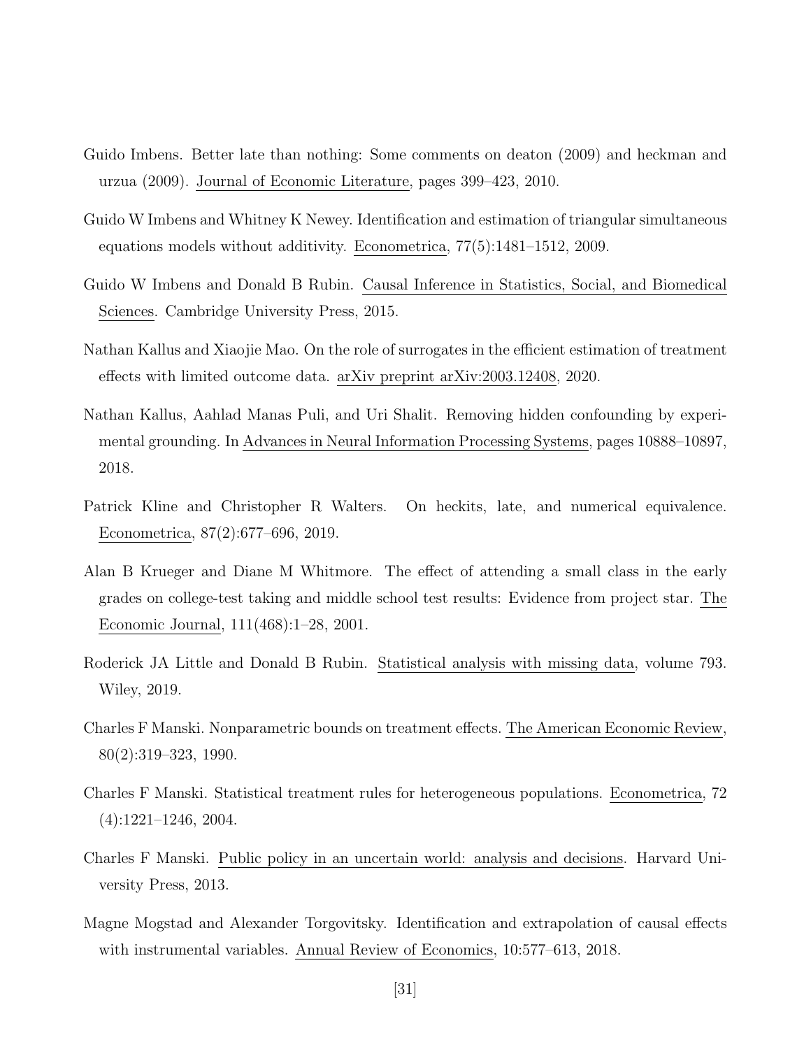Guido Imbens. Better late than nothing: Some comments on deaton (2009) and heckman and urzua (2009). Journal of Economic Literature, pages 399–423, 2010.

Guido W Imbens and Whitney K Newey. Identification and estimation of triangular simultaneous equations models without additivity. Econometrica, 77(5):1481–1512, 2009.

Guido W Imbens and Donald B Rubin. Causal Inference in Statistics, Social, and Biomedical Sciences. Cambridge University Press, 2015.

Nathan Kallus and Xiaojie Mao. On the role of surrogates in the efficient estimation of treatment effects with limited outcome data. arXiv preprint arXiv:2003.12408, 2020.

Nathan Kallus, Aahlad Manas Puli, and Uri Shalit. Removing hidden confounding by experimental grounding. In Advances in Neural Information Processing Systems, pages 10888–10897, 2018.

Patrick Kline and Christopher R Walters. On heckits, late, and numerical equivalence. Econometrica, 87(2):677–696, 2019.

Alan B Krueger and Diane M Whitmore. The effect of attending a small class in the early grades on college-test taking and middle school test results: Evidence from project star. The Economic Journal, 111(468):1–28, 2001.

Roderick JA Little and Donald B Rubin. Statistical analysis with missing data, volume 793. Wiley, 2019.

Charles F Manski. Nonparametric bounds on treatment effects. The American Economic Review, 80(2):319–323, 1990.

Charles F Manski. Statistical treatment rules for heterogeneous populations. Econometrica, 72 (4):1221–1246, 2004.

Charles F Manski. Public policy in an uncertain world: analysis and decisions. Harvard University Press, 2013.

Magne Mogstad and Alexander Torgovitsky. Identification and extrapolation of causal effects with instrumental variables. Annual Review of Economics, 10:577–613, 2018.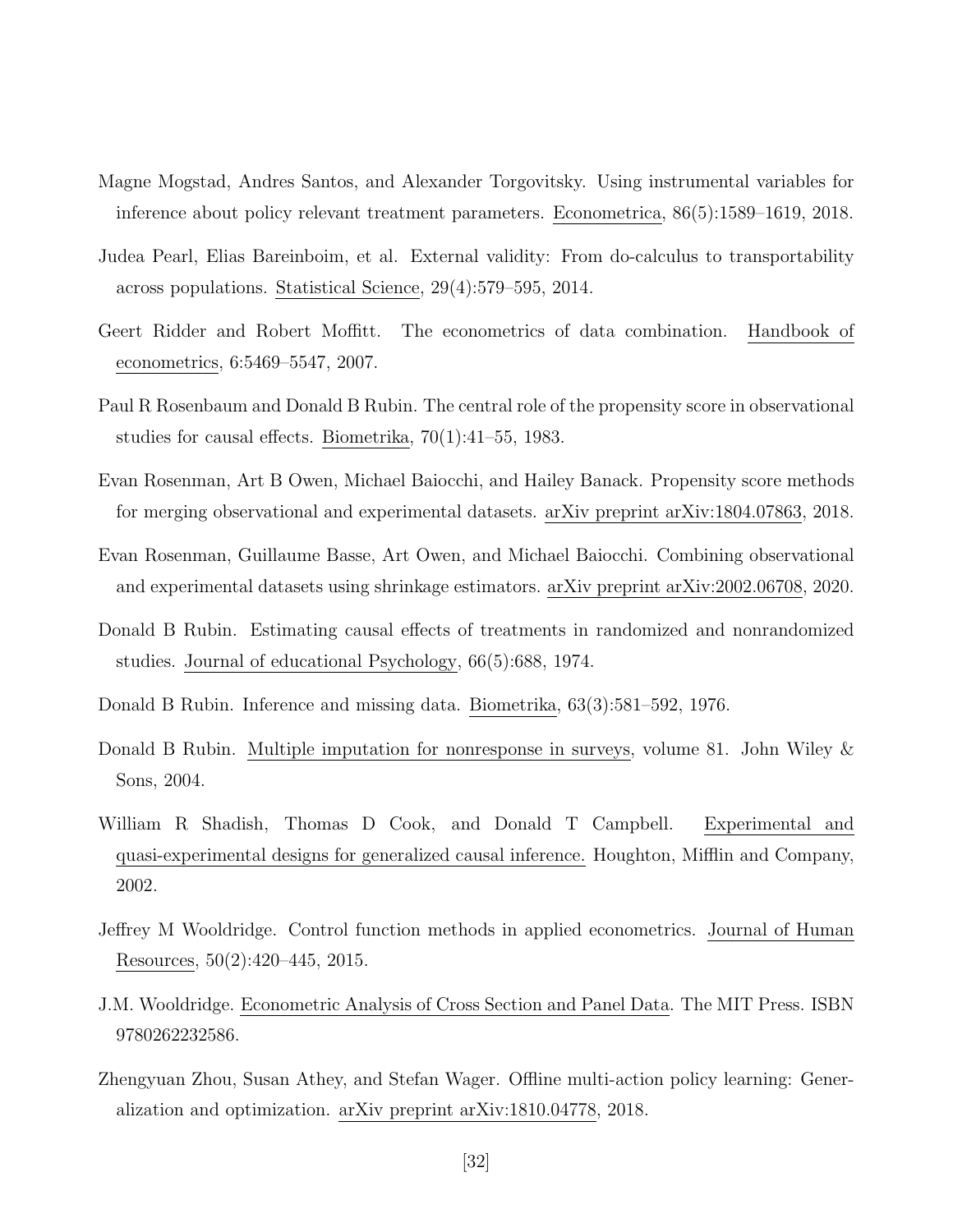Magne Mogstad, Andres Santos, and Alexander Torgovitsky. Using instrumental variables for inference about policy relevant treatment parameters. Econometrica, 86(5):1589–1619, 2018.

Judea Pearl, Elias Bareinboim, et al. External validity: From do-calculus to transportability across populations. Statistical Science, 29(4):579–595, 2014.

Geert Ridder and Robert Moffitt. The econometrics of data combination. Handbook of econometrics, 6:5469–5547, 2007.

Paul R Rosenbaum and Donald B Rubin. The central role of the propensity score in observational studies for causal effects. Biometrika, 70(1):41–55, 1983.

Evan Rosenman, Art B Owen, Michael Baiocchi, and Hailey Banack. Propensity score methods for merging observational and experimental datasets. arXiv preprint arXiv:1804.07863, 2018.

Evan Rosenman, Guillaume Basse, Art Owen, and Michael Baiocchi. Combining observational and experimental datasets using shrinkage estimators. arXiv preprint arXiv:2002.06708, 2020.

Donald B Rubin. Estimating causal effects of treatments in randomized and nonrandomized studies. Journal of educational Psychology, 66(5):688, 1974.

Donald B Rubin. Inference and missing data. Biometrika, 63(3):581–592, 1976.

Donald B Rubin. Multiple imputation for nonresponse in surveys, volume 81. John Wiley & Sons, 2004.

William R Shadish, Thomas D Cook, and Donald T Campbell. Experimental and quasi-experimental designs for generalized causal inference. Houghton, Mifflin and Company, 2002.

Jeffrey M Wooldridge. Control function methods in applied econometrics. Journal of Human Resources, 50(2):420–445, 2015.

J.M. Wooldridge. Econometric Analysis of Cross Section and Panel Data. The MIT Press. ISBN 9780262232586.

Zhengyuan Zhou, Susan Athey, and Stefan Wager. Offline multi-action policy learning: Generalization and optimization. arXiv preprint arXiv:1810.04778, 2018.